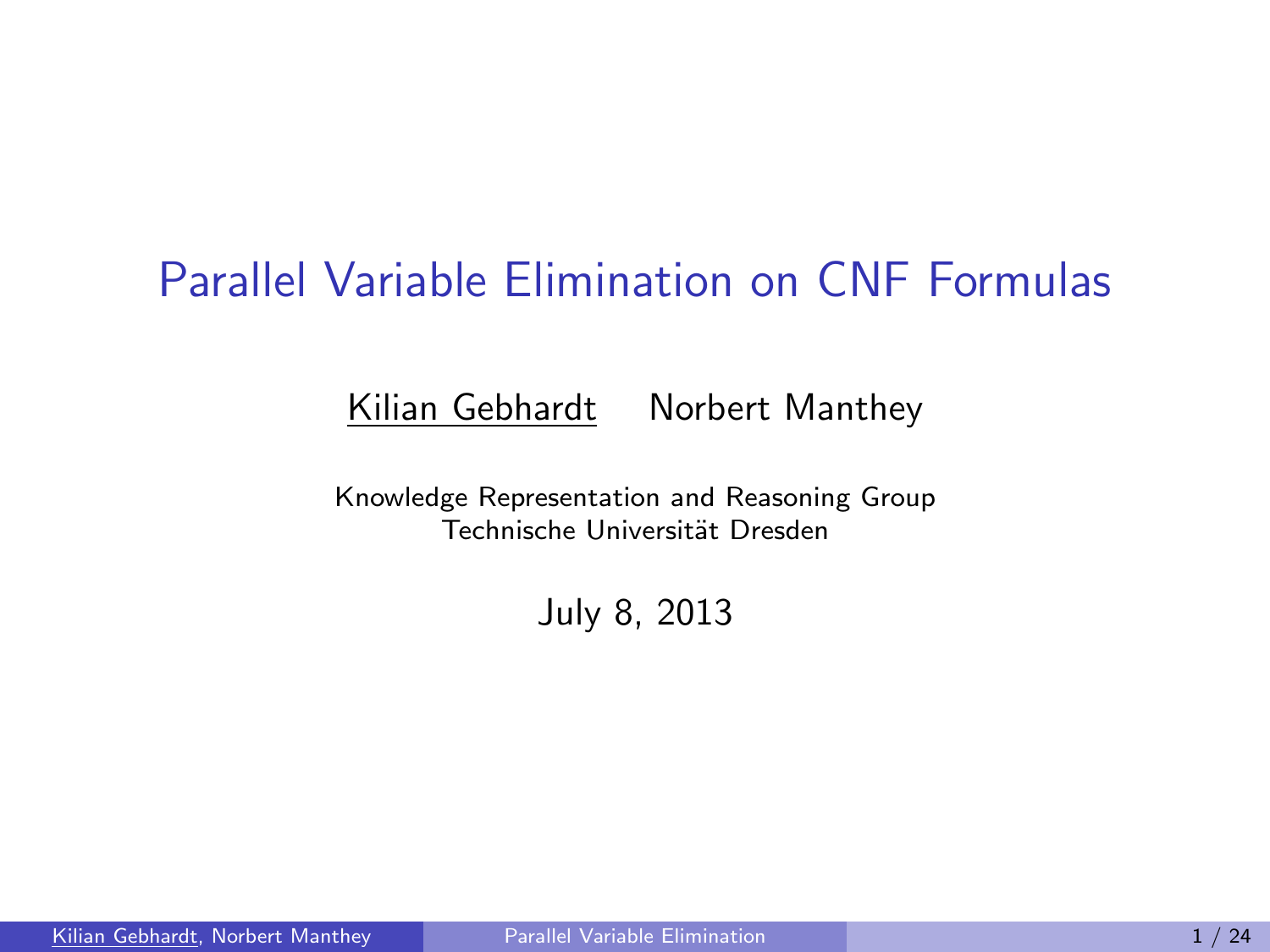# Parallel Variable Elimination on CNF Formulas

Kilian Gebhardt    Norbert Manthey

Knowledge Representation and Reasoning Group
Technische Universität Dresden

July 8, 2013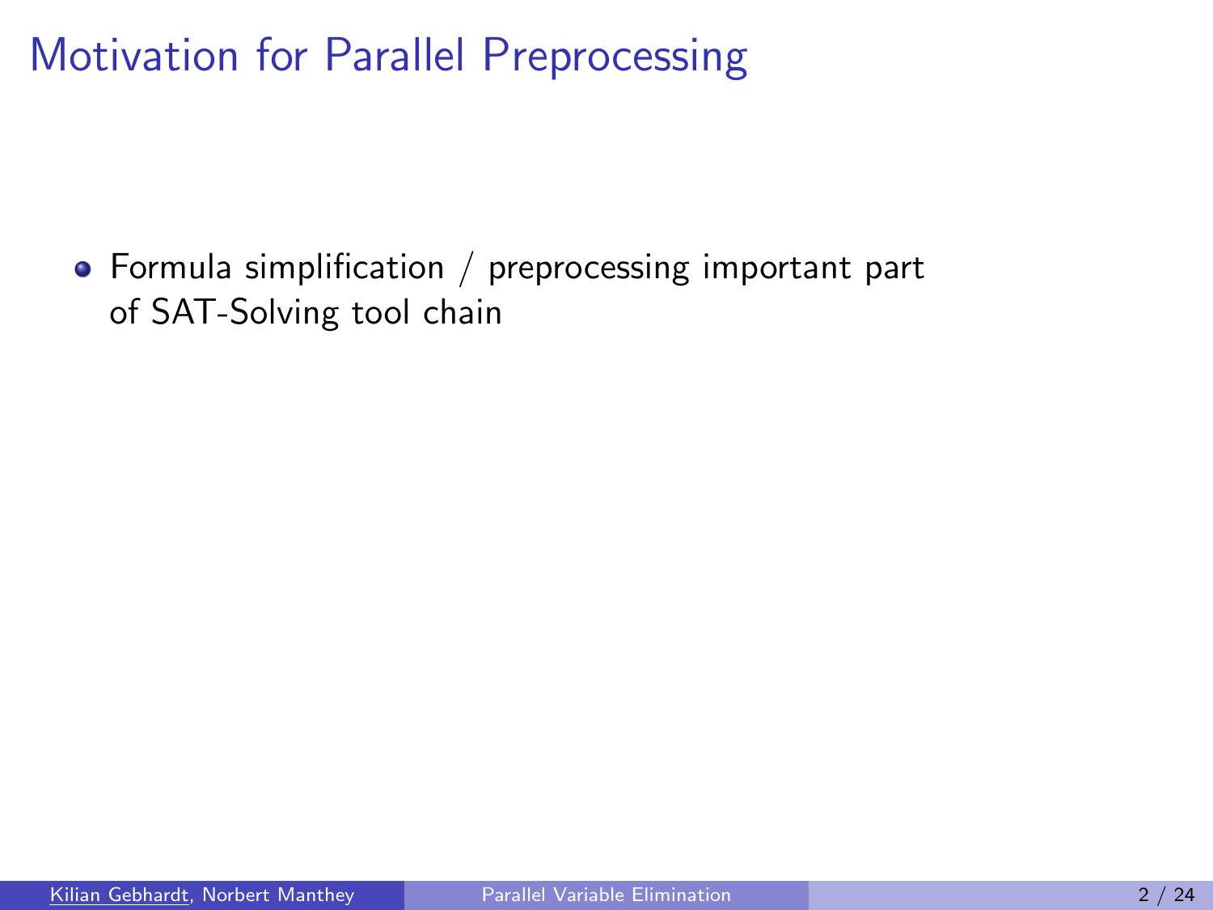# Motivation for Parallel Preprocessing

- Formula simplification / preprocessing important part of SAT-Solving tool chain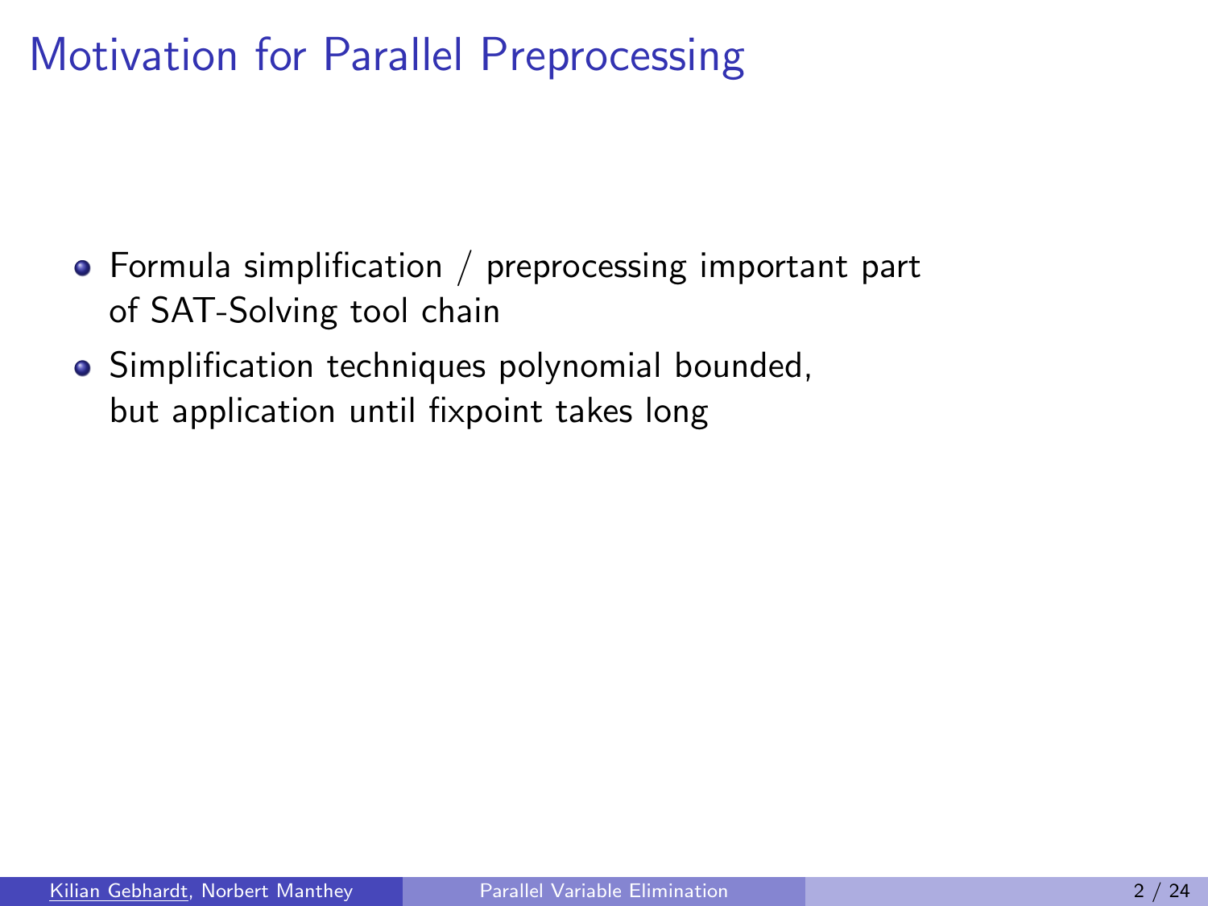# Motivation for Parallel Preprocessing

- Formula simplification / preprocessing important part of SAT-Solving tool chain
- Simplification techniques polynomial bounded, but application until fixpoint takes long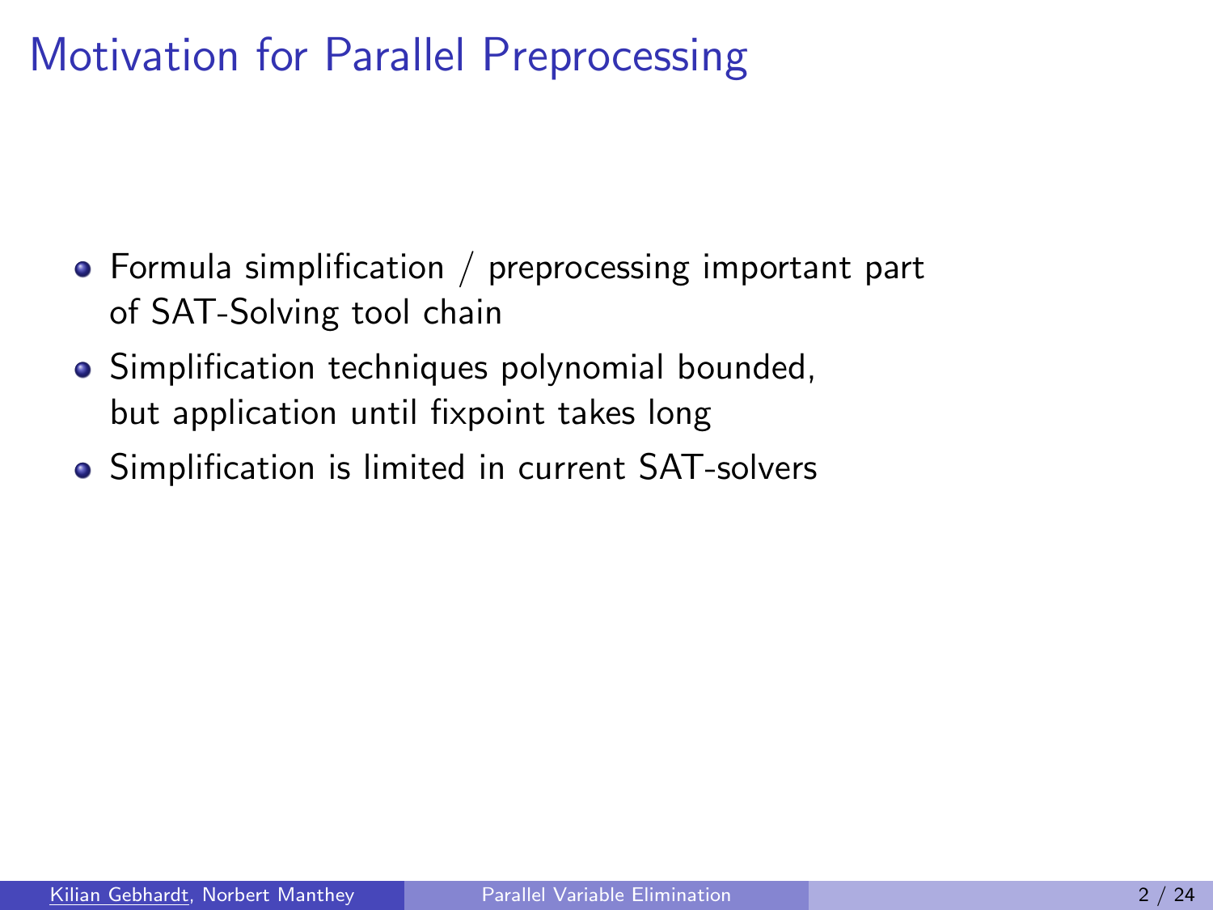# Motivation for Parallel Preprocessing

- Formula simplification / preprocessing important part of SAT-Solving tool chain
- Simplification techniques polynomial bounded, but application until fixpoint takes long
- Simplification is limited in current SAT-solvers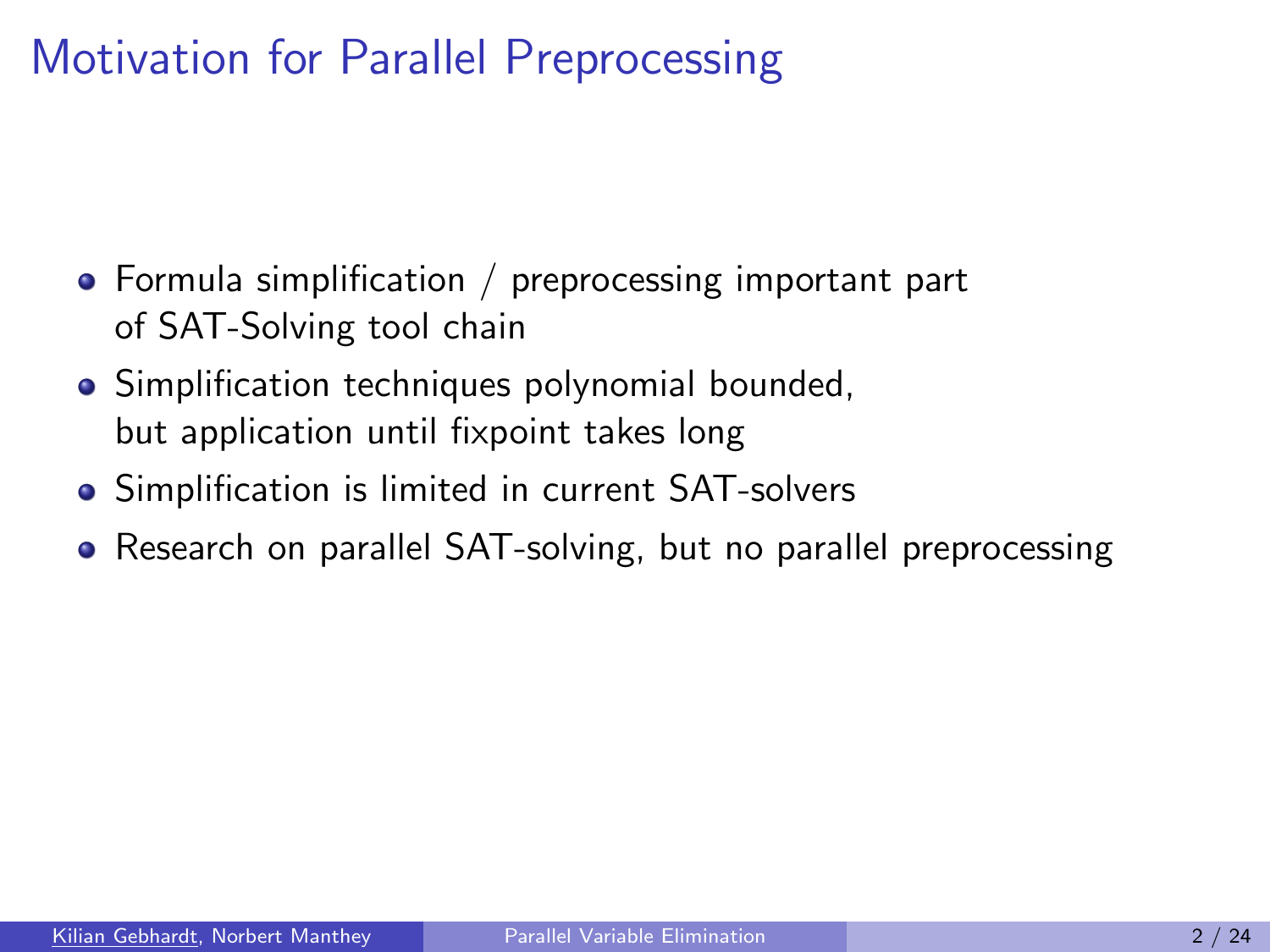# Motivation for Parallel Preprocessing

- Formula simplification / preprocessing important part of SAT-Solving tool chain
- Simplification techniques polynomial bounded, but application until fixpoint takes long
- Simplification is limited in current SAT-solvers
- Research on parallel SAT-solving, but no parallel preprocessing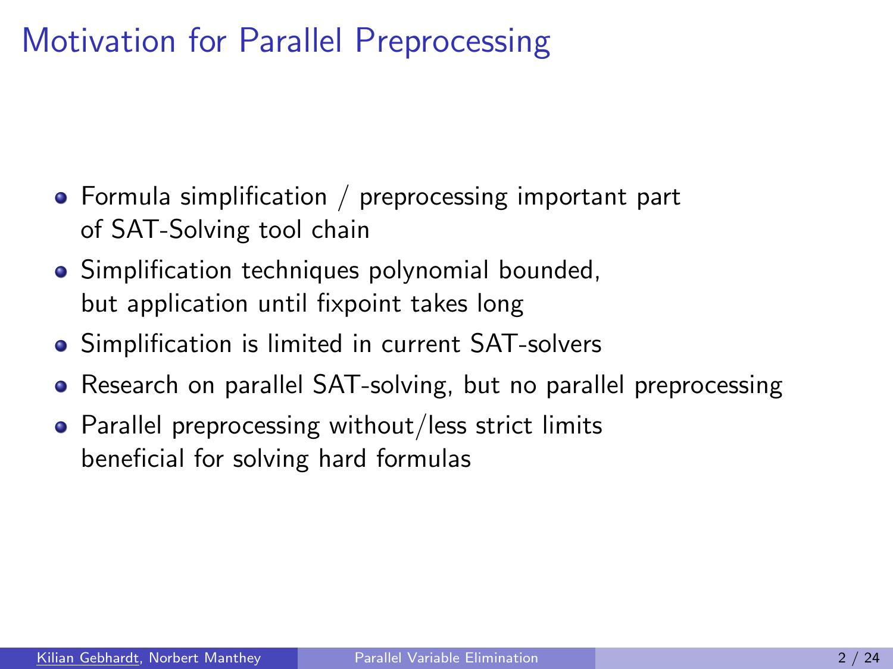# Motivation for Parallel Preprocessing

- Formula simplification / preprocessing important part of SAT-Solving tool chain
- Simplification techniques polynomial bounded, but application until fixpoint takes long
- Simplification is limited in current SAT-solvers
- Research on parallel SAT-solving, but no parallel preprocessing
- Parallel preprocessing without/less strict limits beneficial for solving hard formulas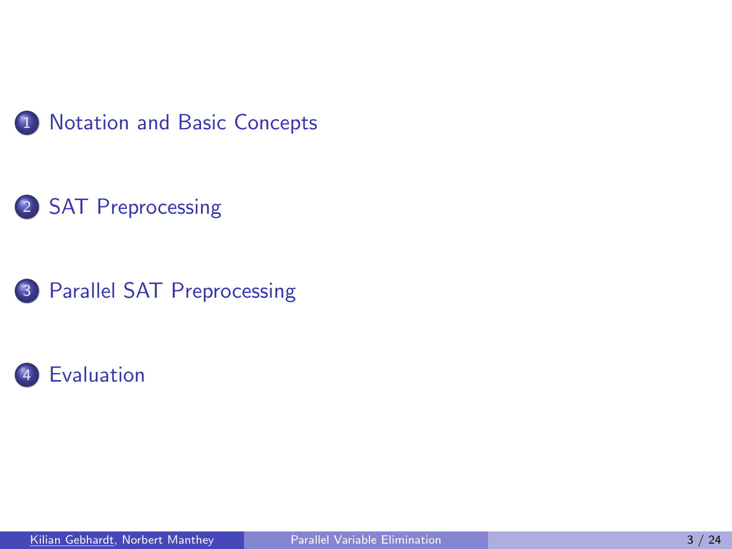1. Notation and Basic Concepts

2. SAT Preprocessing

3. Parallel SAT Preprocessing

4. Evaluation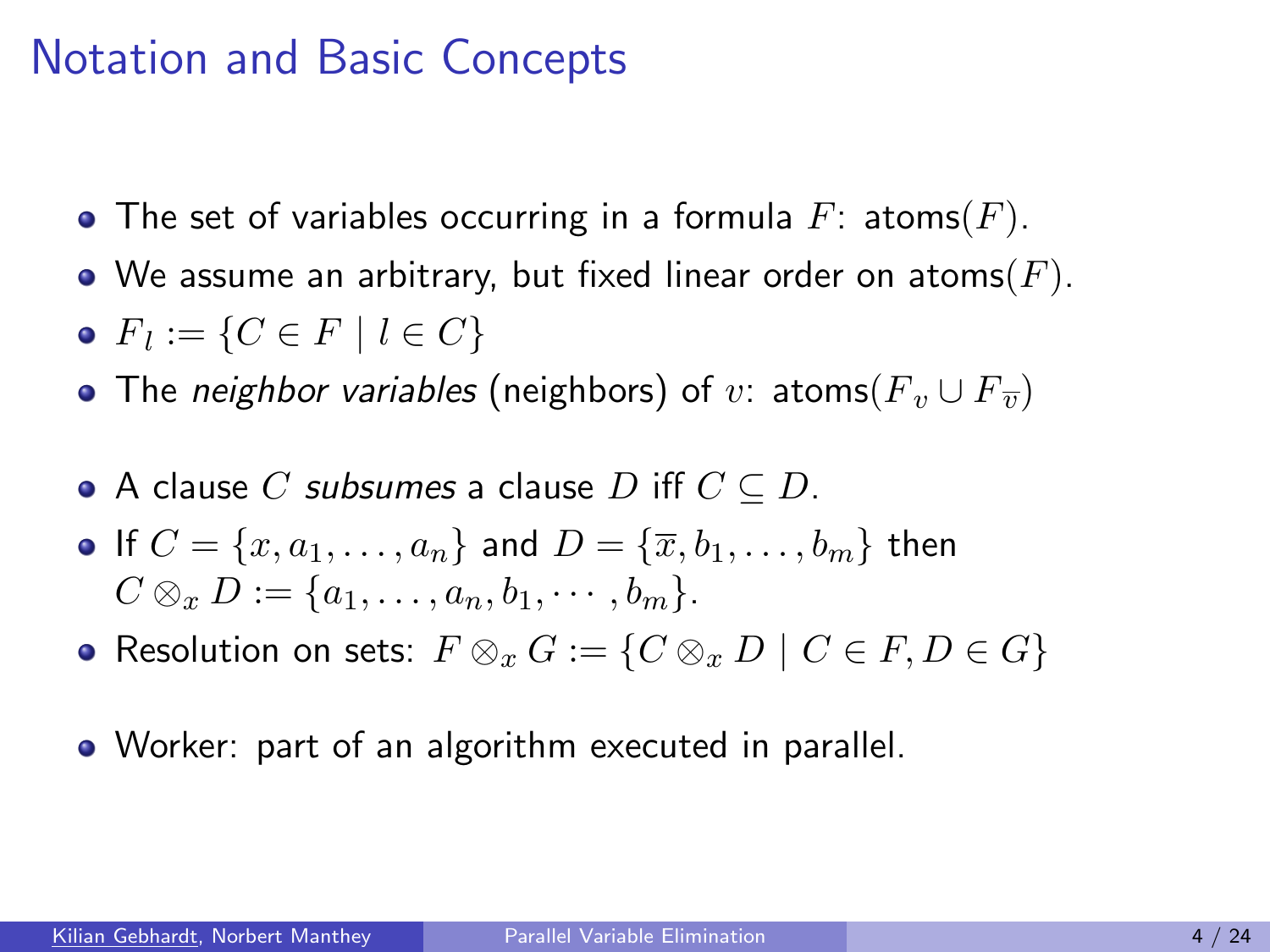# Notation and Basic Concepts

- The set of variables occurring in a formula $F$: atoms$(F)$.
- We assume an arbitrary, but fixed linear order on atoms$(F)$.
- $F_l := \{C \in F \mid l \in C\}$
- The *neighbor variables* (neighbors) of $v$: atoms$(F_v \cup F_{\overline{v}})$

- A clause $C$ *subsumes* a clause $D$ iff $C \subseteq D$.
- If $C = \{x, a_1, \ldots, a_n\}$ and $D = \{\overline{x}, b_1, \ldots, b_m\}$ then $C \otimes_x D := \{a_1, \ldots, a_n, b_1, \cdots, b_m\}$.
- Resolution on sets: $F \otimes_x G := \{C \otimes_x D \mid C \in F, D \in G\}$

- Worker: part of an algorithm executed in parallel.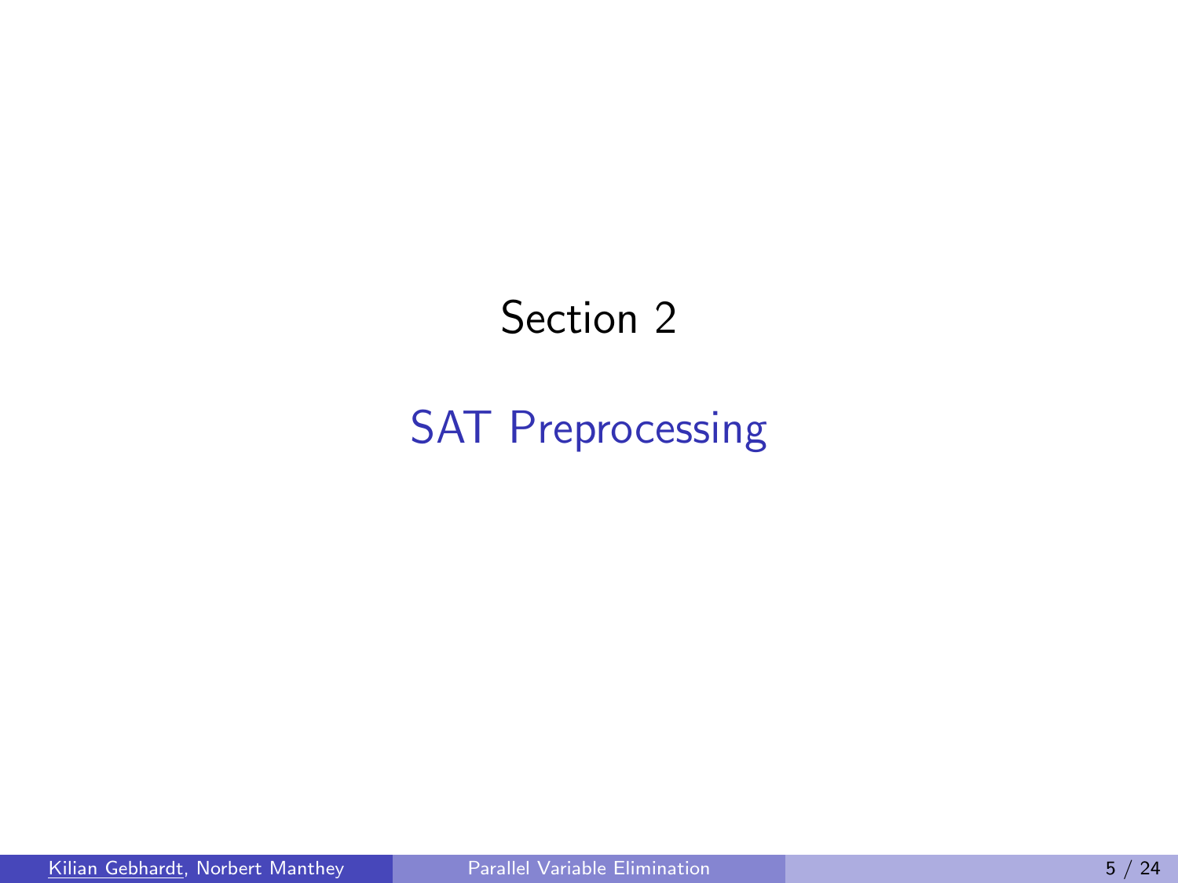# Section 2

## SAT Preprocessing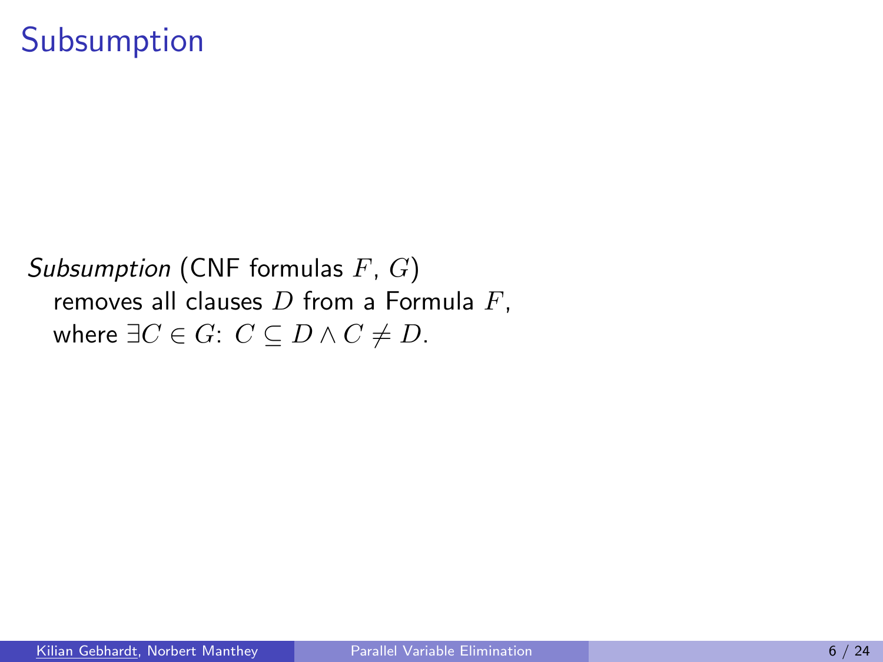# Subsumption

*Subsumption* (CNF formulas $F$, $G$)
removes all clauses $D$ from a Formula $F$,
where $\exists C \in G$: $C \subseteq D \wedge C \neq D$.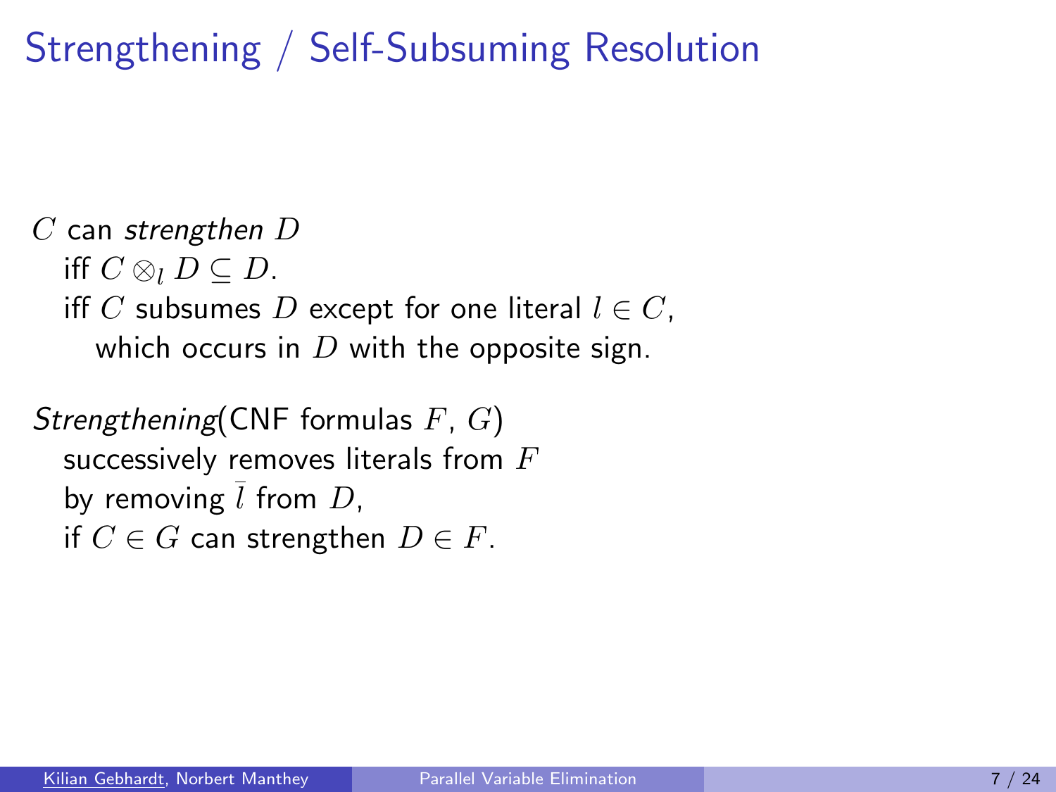# Strengthening / Self-Subsuming Resolution

$C$ can *strengthen* $D$
iff $C \otimes_l D \subseteq D$.
iff $C$ subsumes $D$ except for one literal $l \in C$,
which occurs in $D$ with the opposite sign.

*Strengthening*(CNF formulas $F$, $G$)
successively removes literals from $F$
by removing $\bar{l}$ from $D$,
if $C \in G$ can strengthen $D \in F$.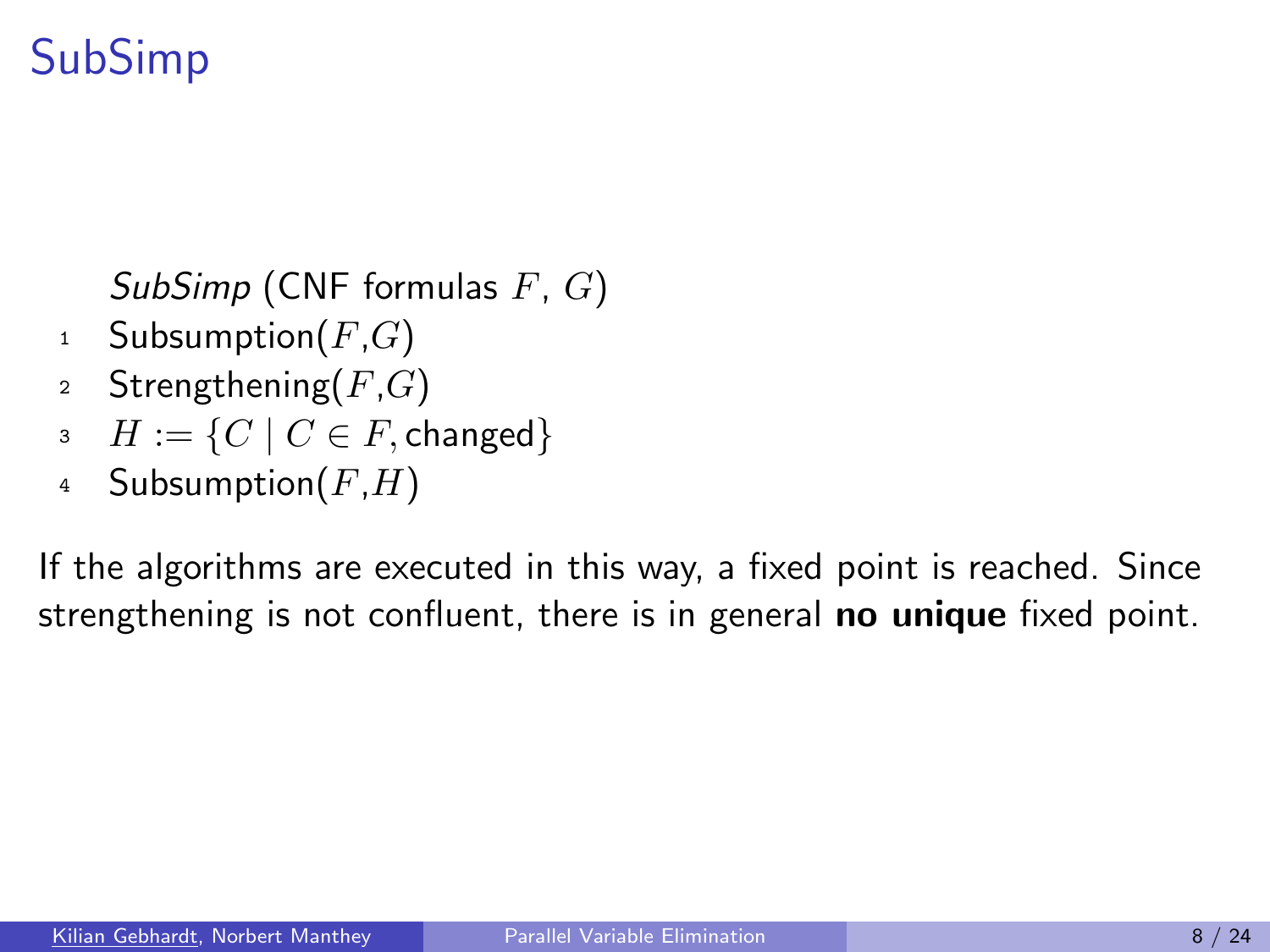# SubSimp

*SubSimp* (CNF formulas $F$, $G$)

```
1  Subsumption(F,G)
2  Strengthening(F,G)
3  H := {C | C ∈ F, changed}
4  Subsumption(F,H)
```

If the algorithms are executed in this way, a fixed point is reached. Since strengthening is not confluent, there is in general **no unique** fixed point.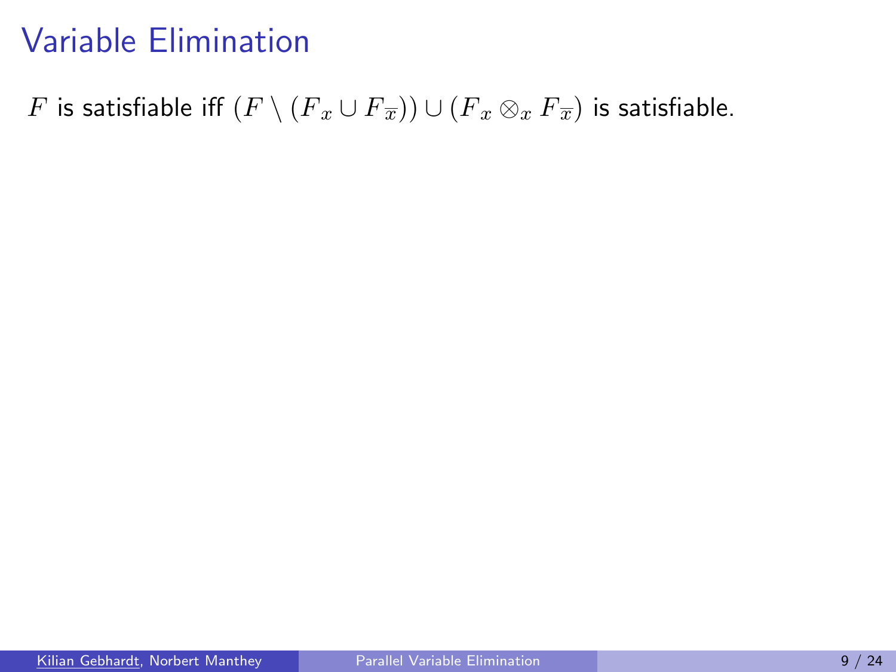# Variable Elimination

$F$ is satisfiable iff $(F \setminus (F_x \cup F_{\overline{x}})) \cup (F_x \otimes_x F_{\overline{x}})$ is satisfiable.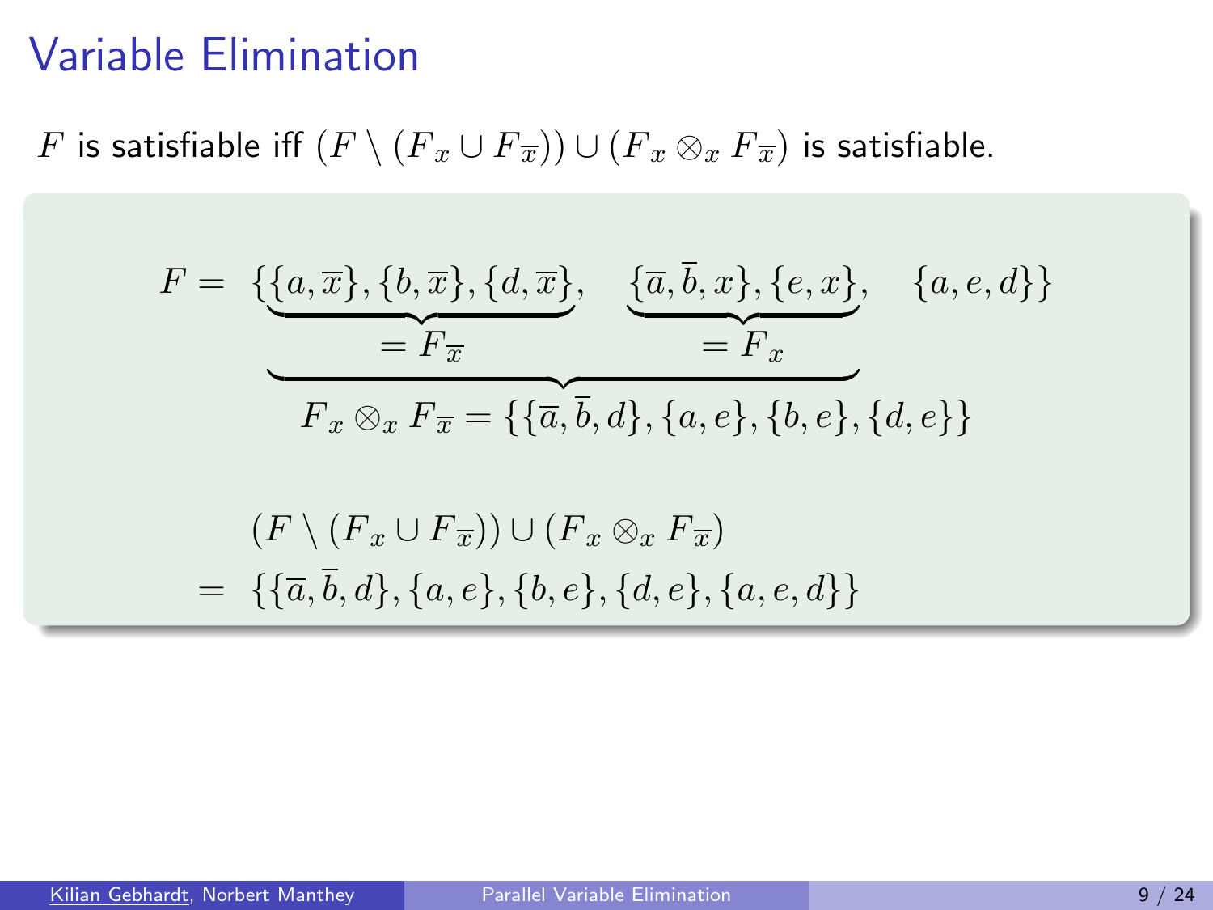# Variable Elimination

$F$ is satisfiable iff $(F \setminus (F_x \cup F_{\overline{x}})) \cup (F_x \otimes_x F_{\overline{x}})$ is satisfiable.

$$F = \{\underbrace{\underbrace{\{a, \overline{x}\}, \{b, \overline{x}\}, \{d, \overline{x}\}}_{= F_{\overline{x}}}, \quad \underbrace{\{\overline{a}, \overline{b}, x\}, \{e, x\}}_{= F_x}}_{F_x \otimes_x F_{\overline{x}} = \{\{\overline{a}, \overline{b}, d\}, \{a, e\}, \{b, e\}, \{d, e\}\}}, \quad \{a, e, d\}\}$$

$$\begin{aligned}
& (F \setminus (F_x \cup F_{\overline{x}})) \cup (F_x \otimes_x F_{\overline{x}}) \\
= \; & \{\{\overline{a}, \overline{b}, d\}, \{a, e\}, \{b, e\}, \{d, e\}, \{a, e, d\}\}
\end{aligned}$$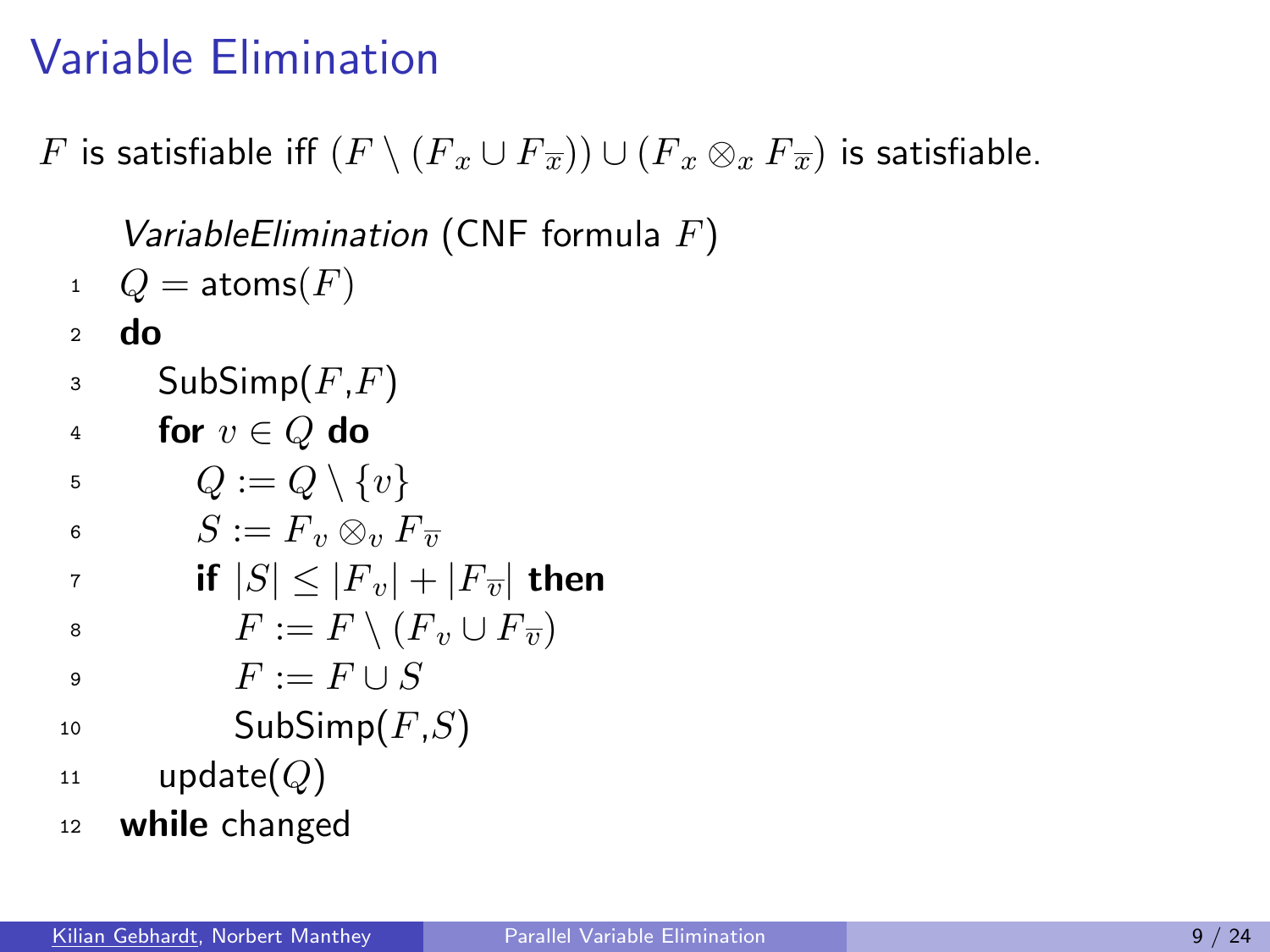# Variable Elimination

$F$ is satisfiable iff $(F \setminus (F_x \cup F_{\overline{x}})) \cup (F_x \otimes_x F_{\overline{x}})$ is satisfiable.

*VariableElimination* (CNF formula $F$)

1. $Q = \text{atoms}(F)$
2. **do**
3. &nbsp;&nbsp;&nbsp;&nbsp;SubSimp($F$,$F$)
4. &nbsp;&nbsp;&nbsp;&nbsp;**for** $v \in Q$ **do**
5. &nbsp;&nbsp;&nbsp;&nbsp;&nbsp;&nbsp;&nbsp;&nbsp;$Q := Q \setminus \{v\}$
6. &nbsp;&nbsp;&nbsp;&nbsp;&nbsp;&nbsp;&nbsp;&nbsp;$S := F_v \otimes_v F_{\overline{v}}$
7. &nbsp;&nbsp;&nbsp;&nbsp;&nbsp;&nbsp;&nbsp;&nbsp;**if** $|S| \leq |F_v| + |F_{\overline{v}}|$ **then**
8. &nbsp;&nbsp;&nbsp;&nbsp;&nbsp;&nbsp;&nbsp;&nbsp;&nbsp;&nbsp;&nbsp;&nbsp;$F := F \setminus (F_v \cup F_{\overline{v}})$
9. &nbsp;&nbsp;&nbsp;&nbsp;&nbsp;&nbsp;&nbsp;&nbsp;&nbsp;&nbsp;&nbsp;&nbsp;$F := F \cup S$
10. &nbsp;&nbsp;&nbsp;&nbsp;&nbsp;&nbsp;&nbsp;&nbsp;&nbsp;&nbsp;&nbsp;&nbsp;SubSimp($F$,$S$)
11. &nbsp;&nbsp;&nbsp;&nbsp;update($Q$)
12. **while** changed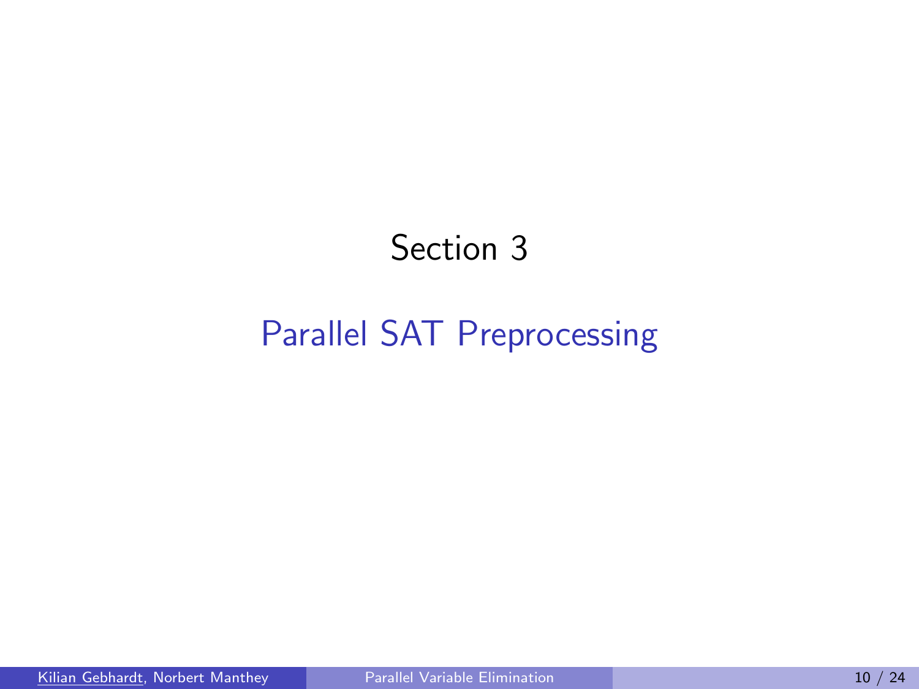Section 3

# Parallel SAT Preprocessing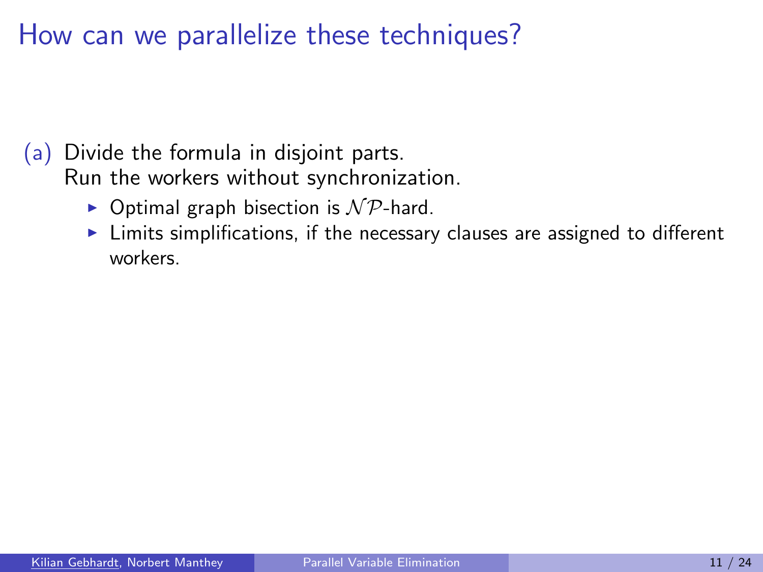# How can we parallelize these techniques?

(a) Divide the formula in disjoint parts.
Run the workers without synchronization.

- Optimal graph bisection is $\mathcal{NP}$-hard.
- Limits simplifications, if the necessary clauses are assigned to different workers.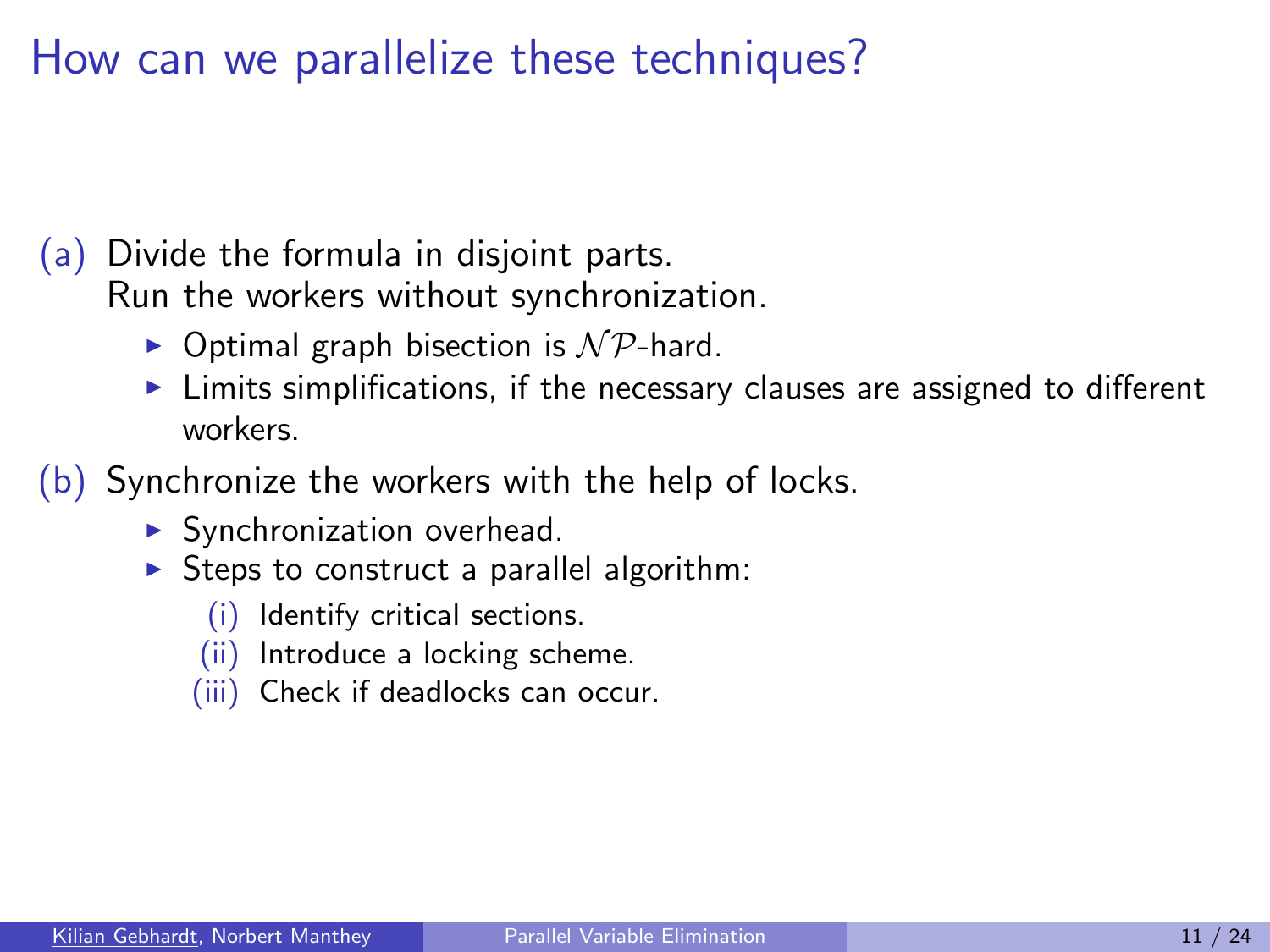# How can we parallelize these techniques?

(a) Divide the formula in disjoint parts.
Run the workers without synchronization.

- Optimal graph bisection is $\mathcal{NP}$-hard.
- Limits simplifications, if the necessary clauses are assigned to different workers.

(b) Synchronize the workers with the help of locks.

- Synchronization overhead.
- Steps to construct a parallel algorithm:
  - (i) Identify critical sections.
  - (ii) Introduce a locking scheme.
  - (iii) Check if deadlocks can occur.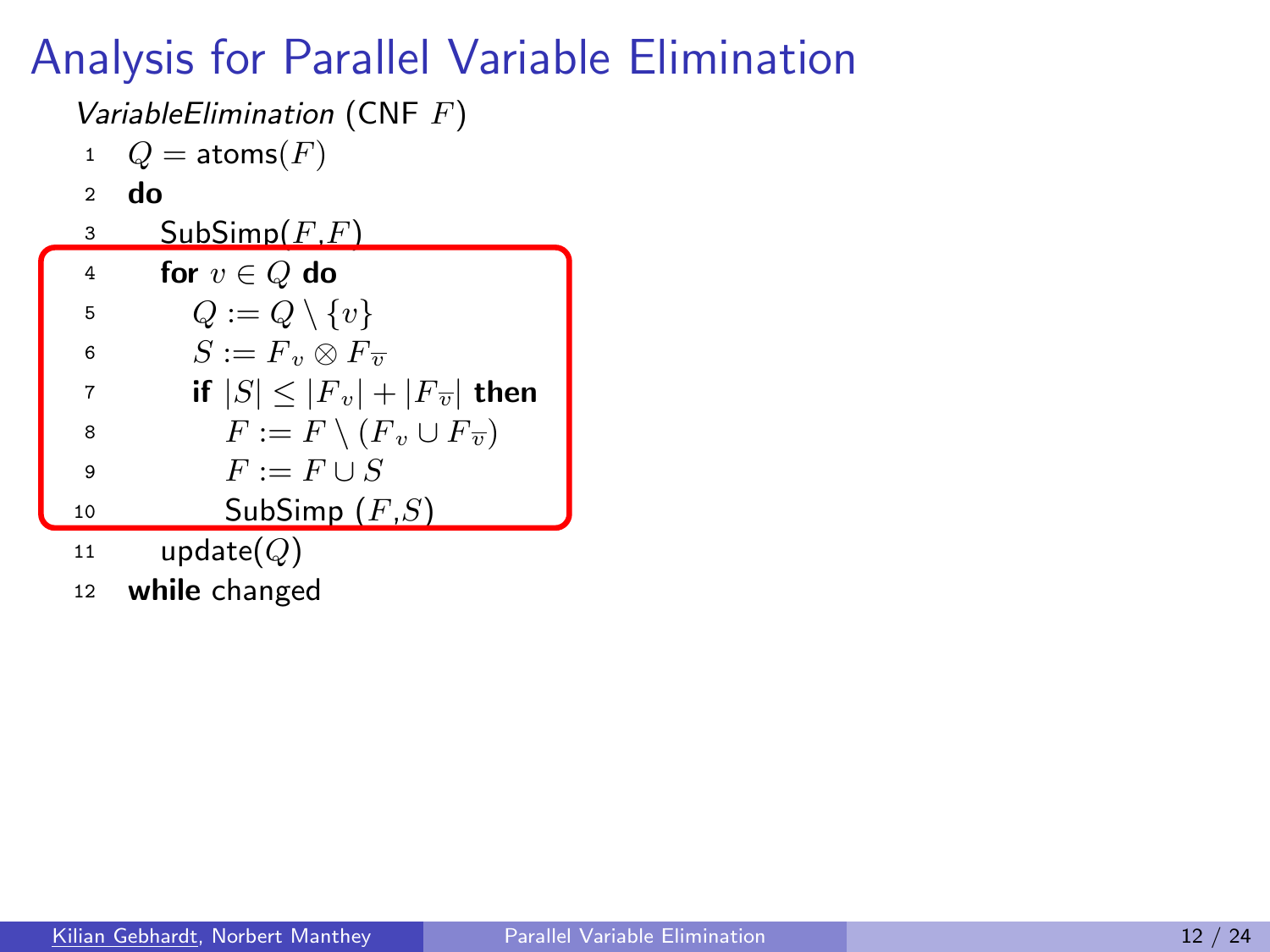# Analysis for Parallel Variable Elimination

*VariableElimination* (CNF $F$)

```
1   Q = atoms(F)
2   do
3      SubSimp(F,F)
4      for v ∈ Q do
5         Q := Q \ {v}
6         S := F_v ⊗ F_v̄
7         if |S| ≤ |F_v| + |F_v̄| then
8            F := F \ (F_v ∪ F_v̄)
9            F := F ∪ S
10           SubSimp (F,S)
11     update(Q)
12  while changed
```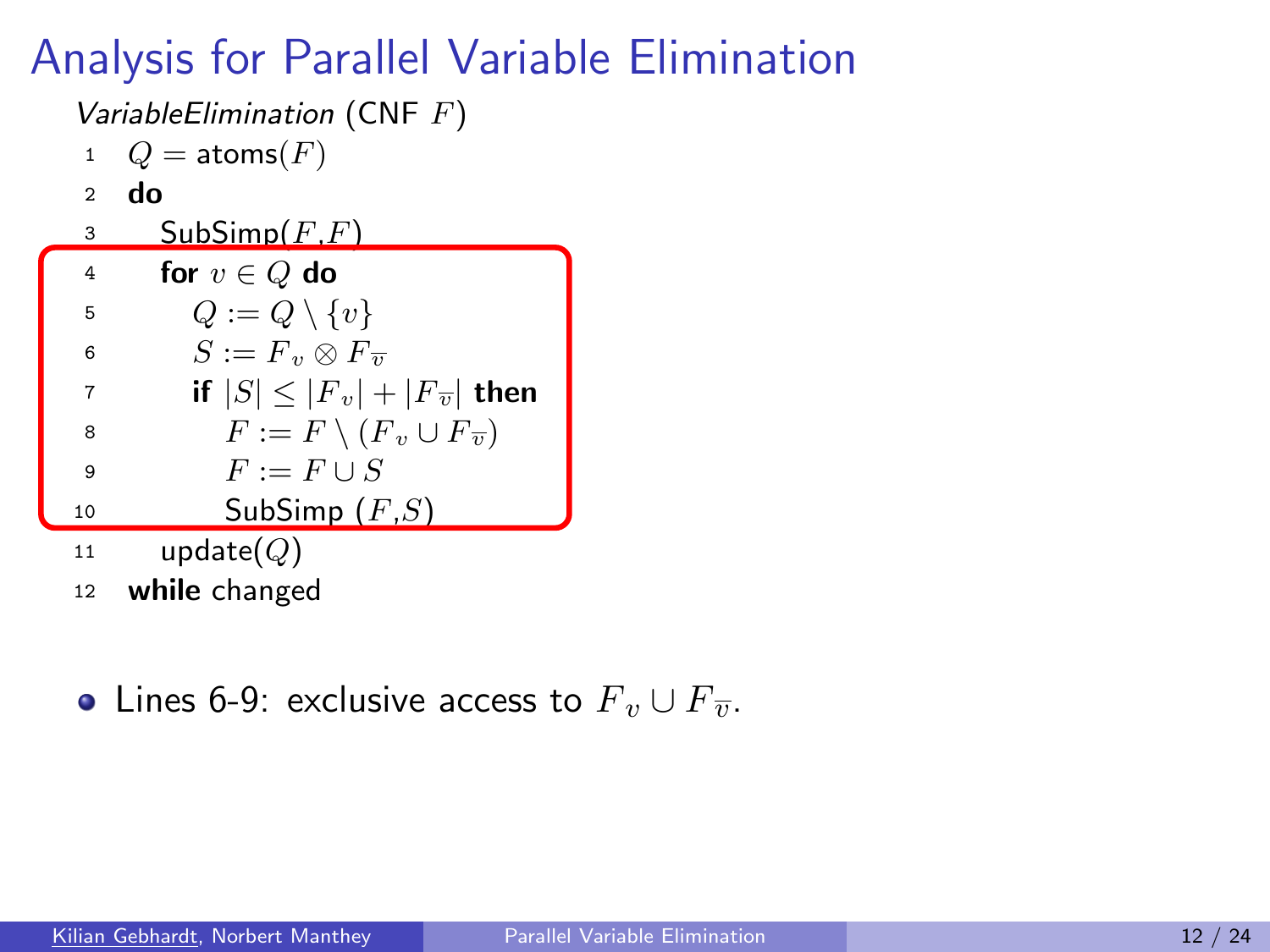# Analysis for Parallel Variable Elimination

*VariableElimination* (CNF $F$)

```
1   Q = atoms(F)
2   do
3      SubSimp(F,F)
4      for v ∈ Q do
5         Q := Q \ {v}
6         S := F_v ⊗ F_v̄
7         if |S| ≤ |F_v| + |F_v̄| then
8            F := F \ (F_v ∪ F_v̄)
9            F := F ∪ S
10           SubSimp (F,S)
11     update(Q)
12  while changed
```

- Lines 6-9: exclusive access to $F_v \cup F_{\overline{v}}$.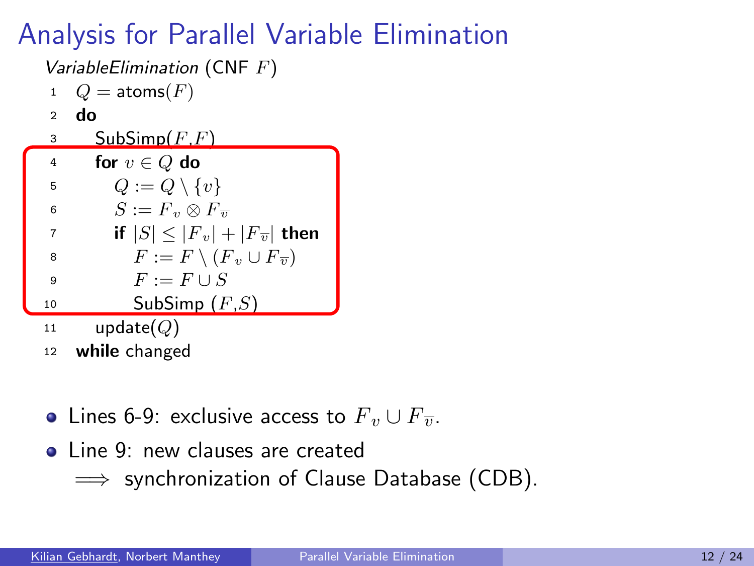# Analysis for Parallel Variable Elimination

*VariableElimination* (CNF $F$)

```
1   Q = atoms(F)
2   do
3      SubSimp(F,F)
4      for v ∈ Q do
5         Q := Q \ {v}
6         S := F_v ⊗ F_v̄
7         if |S| ≤ |F_v| + |F_v̄| then
8            F := F \ (F_v ∪ F_v̄)
9            F := F ∪ S
10           SubSimp (F,S)
11     update(Q)
12  while changed
```

- Lines 6-9: exclusive access to $F_v \cup F_{\overline{v}}$.
- Line 9: new clauses are created
  $\implies$ synchronization of Clause Database (CDB).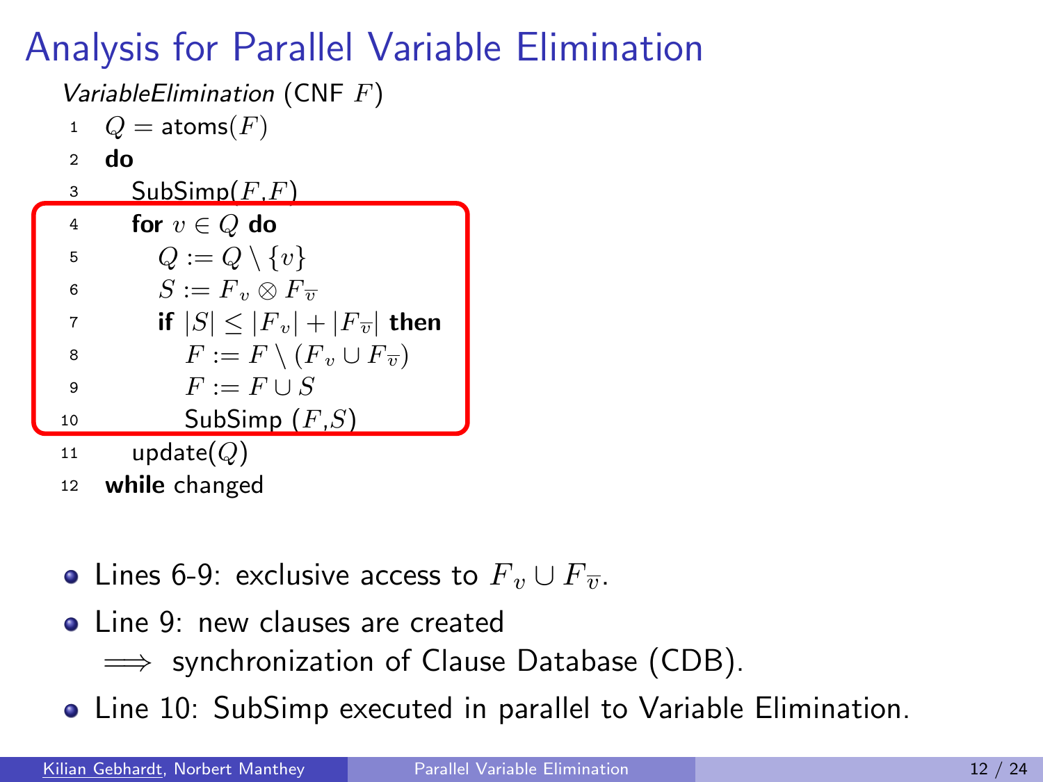# Analysis for Parallel Variable Elimination

*VariableElimination* (CNF $F$)

```
1   Q = atoms(F)
2   do
3      SubSimp(F,F)
4      for v ∈ Q do
5         Q := Q \ {v}
6         S := F_v ⊗ F_v̄
7         if |S| ≤ |F_v| + |F_v̄| then
8            F := F \ (F_v ∪ F_v̄)
9            F := F ∪ S
10           SubSimp (F,S)
11     update(Q)
12  while changed
```

- Lines 6-9: exclusive access to $F_v \cup F_{\overline{v}}$.
- Line 9: new clauses are created
  $\implies$ synchronization of Clause Database (CDB).
- Line 10: SubSimp executed in parallel to Variable Elimination.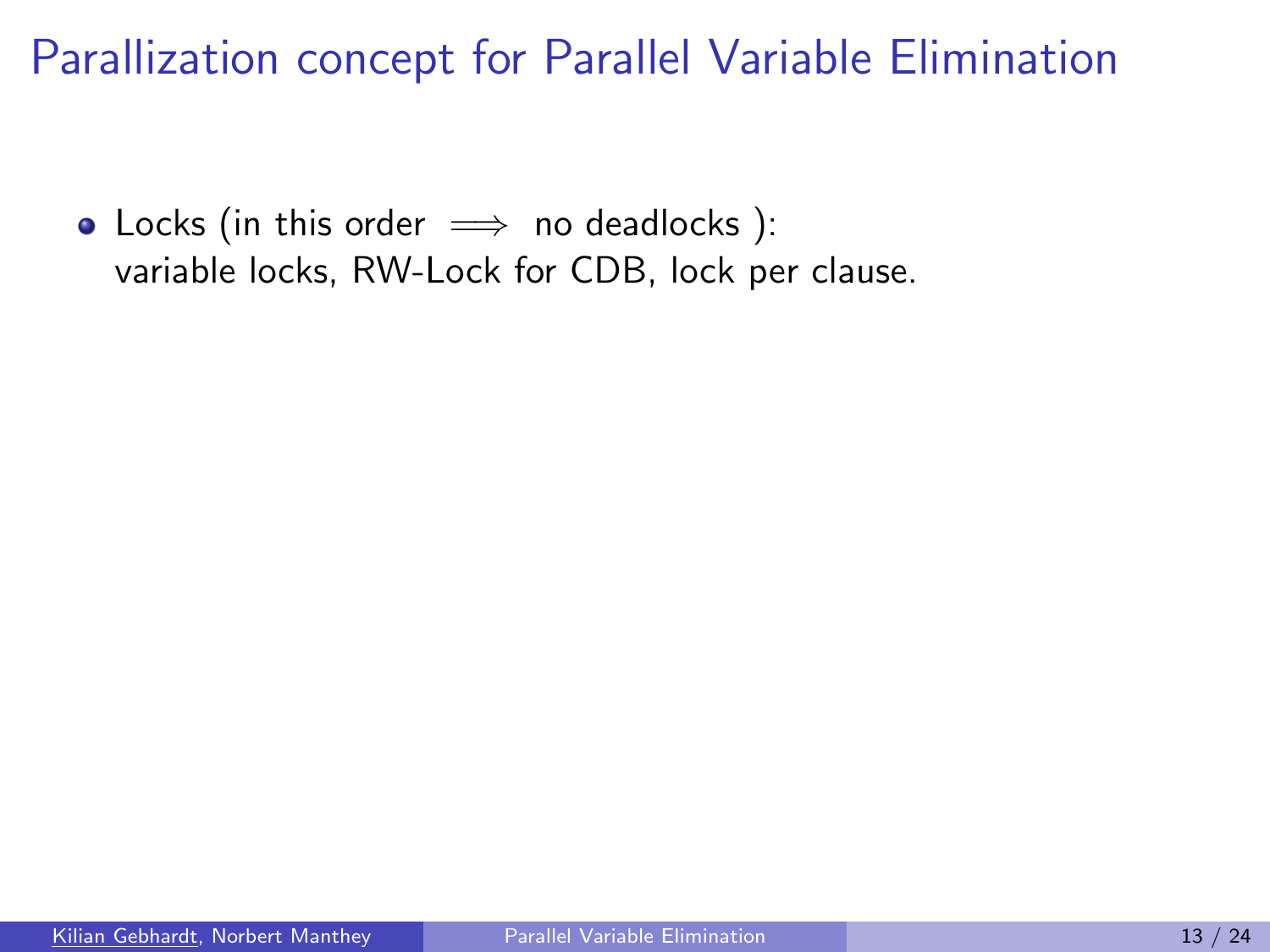# Parallization concept for Parallel Variable Elimination

- Locks (in this order $\implies$ no deadlocks ):
  variable locks, RW-Lock for CDB, lock per clause.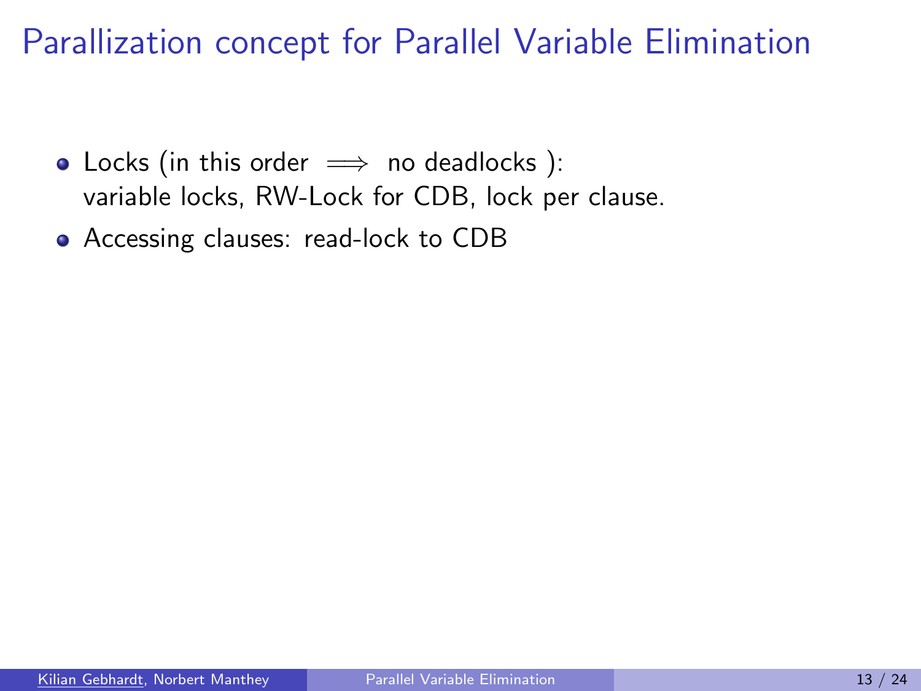# Parallization concept for Parallel Variable Elimination

- Locks (in this order $\implies$ no deadlocks ):
  variable locks, RW-Lock for CDB, lock per clause.
- Accessing clauses: read-lock to CDB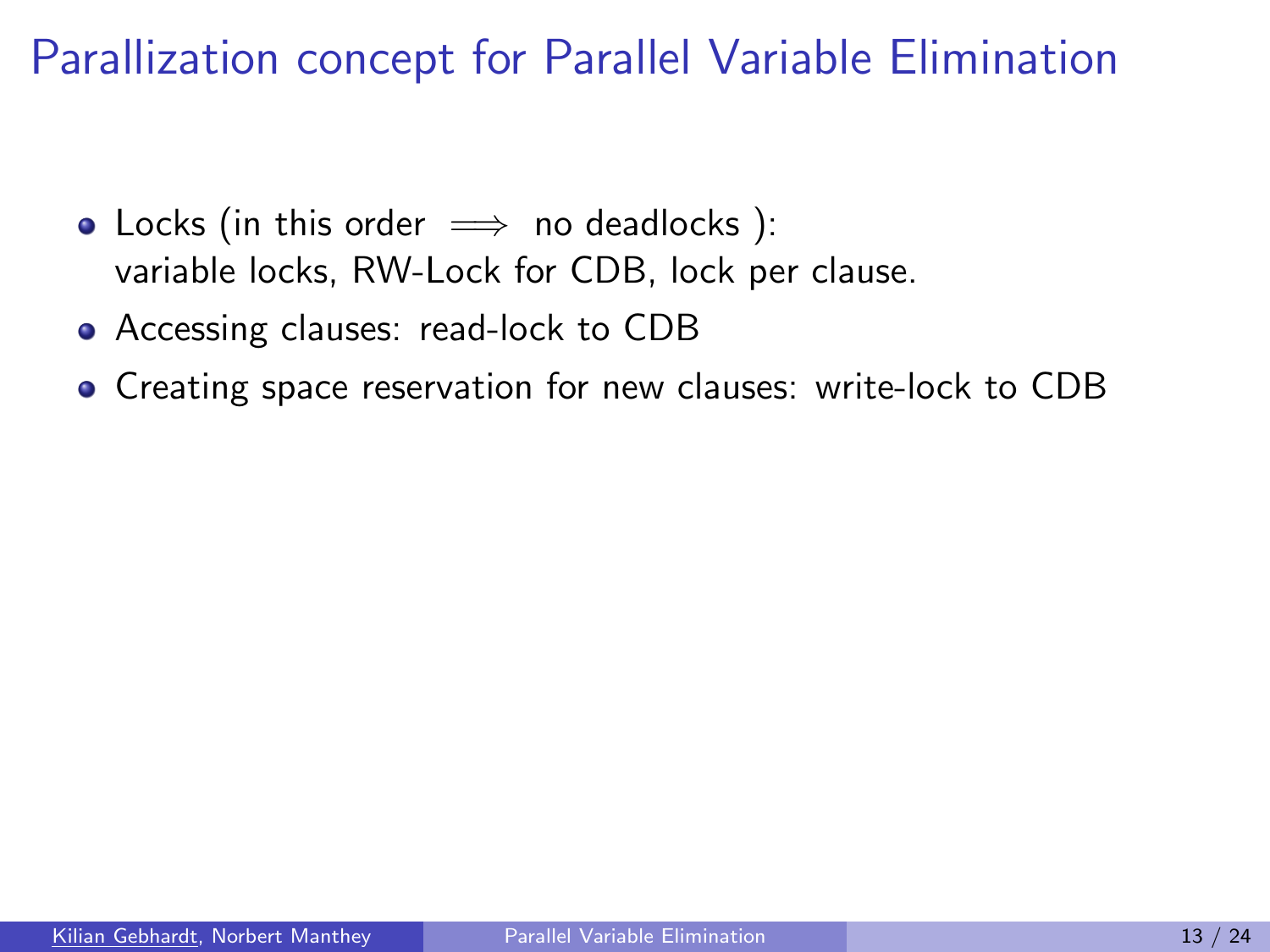# Parallization concept for Parallel Variable Elimination

- Locks (in this order $\implies$ no deadlocks ):
  variable locks, RW-Lock for CDB, lock per clause.
- Accessing clauses: read-lock to CDB
- Creating space reservation for new clauses: write-lock to CDB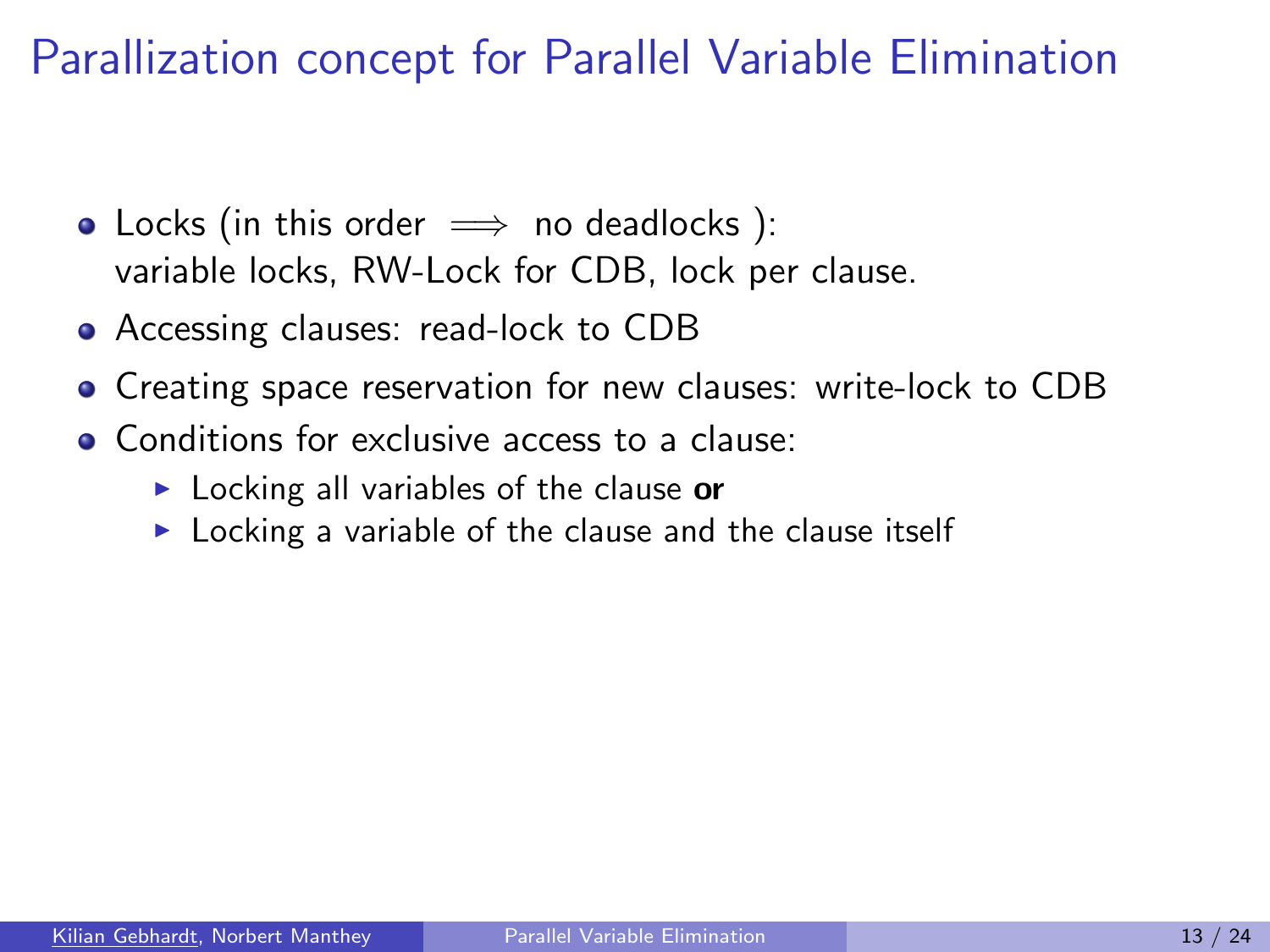# Parallization concept for Parallel Variable Elimination

- Locks (in this order $\Longrightarrow$ no deadlocks ):
  variable locks, RW-Lock for CDB, lock per clause.
- Accessing clauses: read-lock to CDB
- Creating space reservation for new clauses: write-lock to CDB
- Conditions for exclusive access to a clause:
  - Locking all variables of the clause **or**
  - Locking a variable of the clause and the clause itself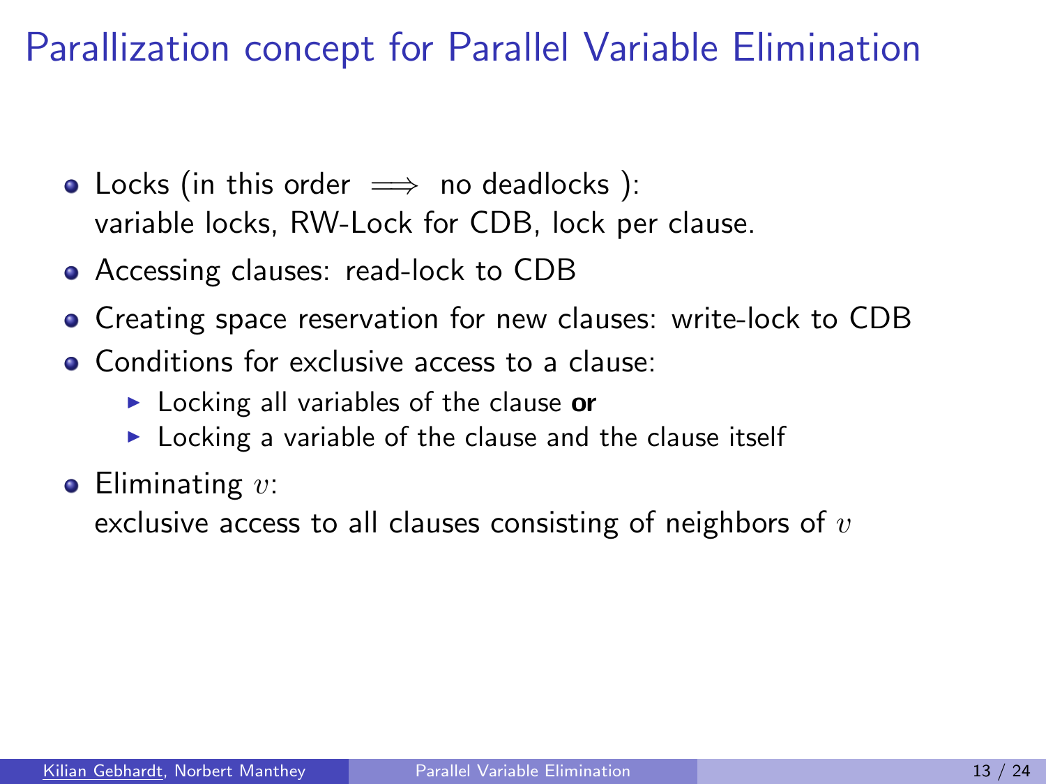# Parallization concept for Parallel Variable Elimination

- Locks (in this order $\implies$ no deadlocks ):
  variable locks, RW-Lock for CDB, lock per clause.
- Accessing clauses: read-lock to CDB
- Creating space reservation for new clauses: write-lock to CDB
- Conditions for exclusive access to a clause:
  - Locking all variables of the clause **or**
  - Locking a variable of the clause and the clause itself
- Eliminating $v$:
  exclusive access to all clauses consisting of neighbors of $v$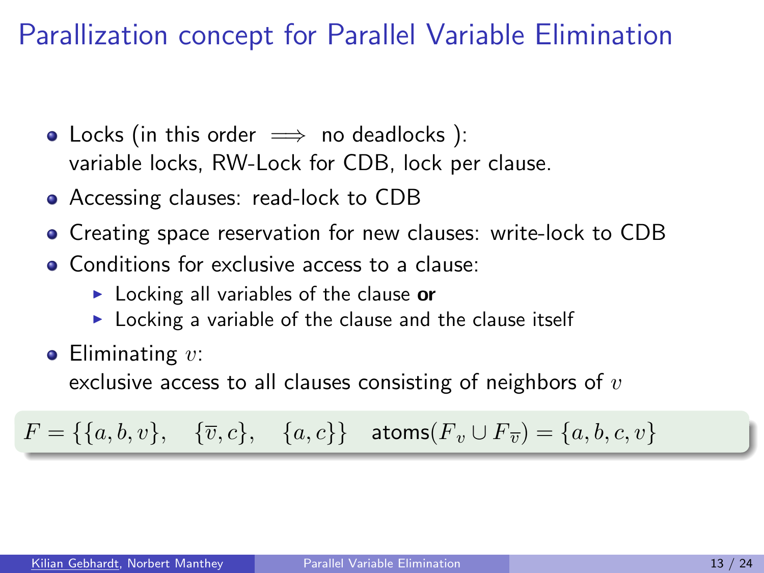# Parallization concept for Parallel Variable Elimination

- Locks (in this order $\implies$ no deadlocks ):
  variable locks, RW-Lock for CDB, lock per clause.
- Accessing clauses: read-lock to CDB
- Creating space reservation for new clauses: write-lock to CDB
- Conditions for exclusive access to a clause:
  - Locking all variables of the clause **or**
  - Locking a variable of the clause and the clause itself
- Eliminating $v$:
  exclusive access to all clauses consisting of neighbors of $v$

$F = \{\{a, b, v\}, \quad \{\overline{v}, c\}, \quad \{a, c\}\}$ $\quad \text{atoms}(F_v \cup F_{\overline{v}}) = \{a, b, c, v\}$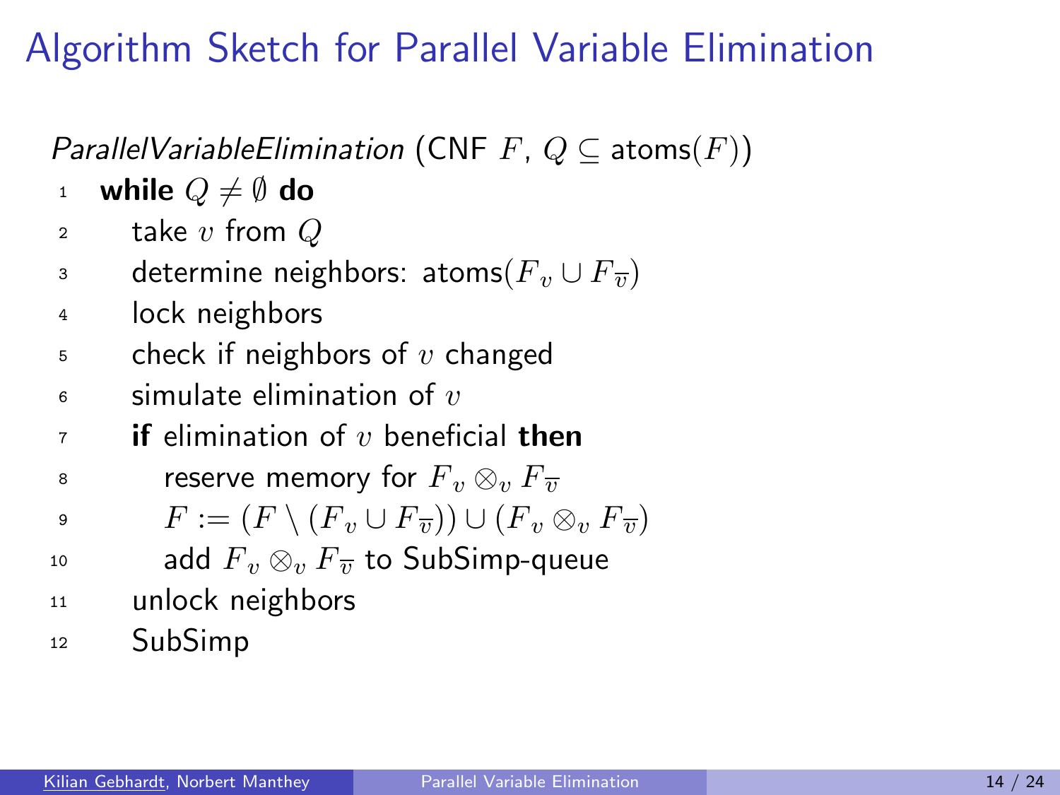# Algorithm Sketch for Parallel Variable Elimination

*ParallelVariableElimination* (CNF $F$, $Q \subseteq \text{atoms}(F)$)

```
1   while Q ≠ ∅ do
2      take v from Q
3      determine neighbors: atoms(F_v ∪ F_v̄)
4      lock neighbors
5      check if neighbors of v changed
6      simulate elimination of v
7      if elimination of v beneficial then
8         reserve memory for F_v ⊗_v F_v̄
9         F := (F \ (F_v ∪ F_v̄)) ∪ (F_v ⊗_v F_v̄)
10        add F_v ⊗_v F_v̄ to SubSimp-queue
11     unlock neighbors
12     SubSimp
```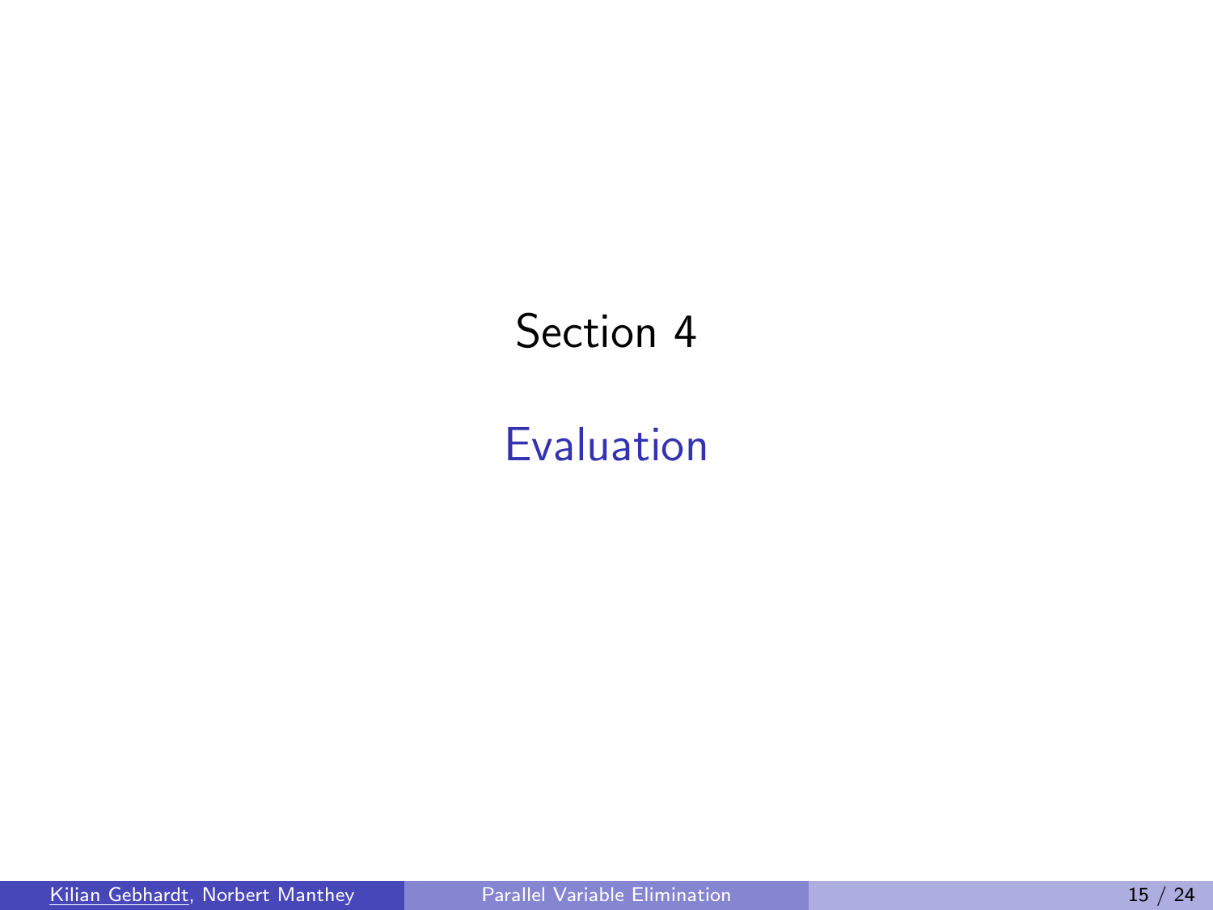# Section 4

## Evaluation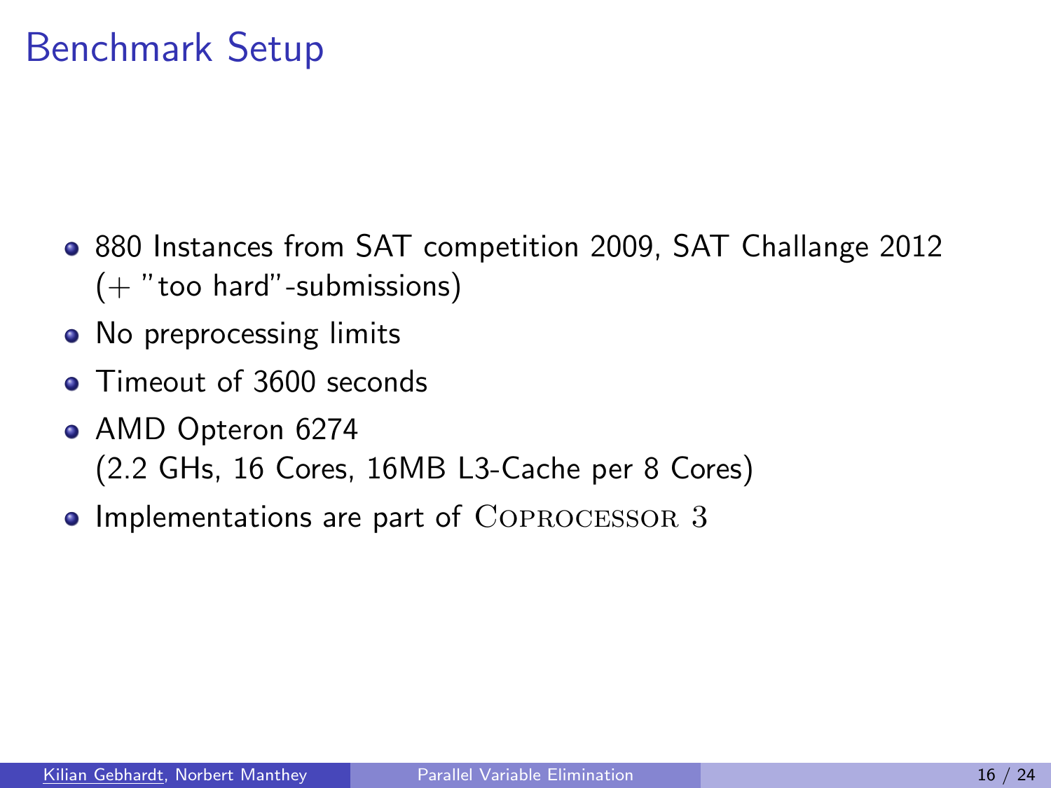# Benchmark Setup

- 880 Instances from SAT competition 2009, SAT Challange 2012 (+ "too hard"-submissions)
- No preprocessing limits
- Timeout of 3600 seconds
- AMD Opteron 6274
  (2.2 GHs, 16 Cores, 16MB L3-Cache per 8 Cores)
- Implementations are part of Coprocessor 3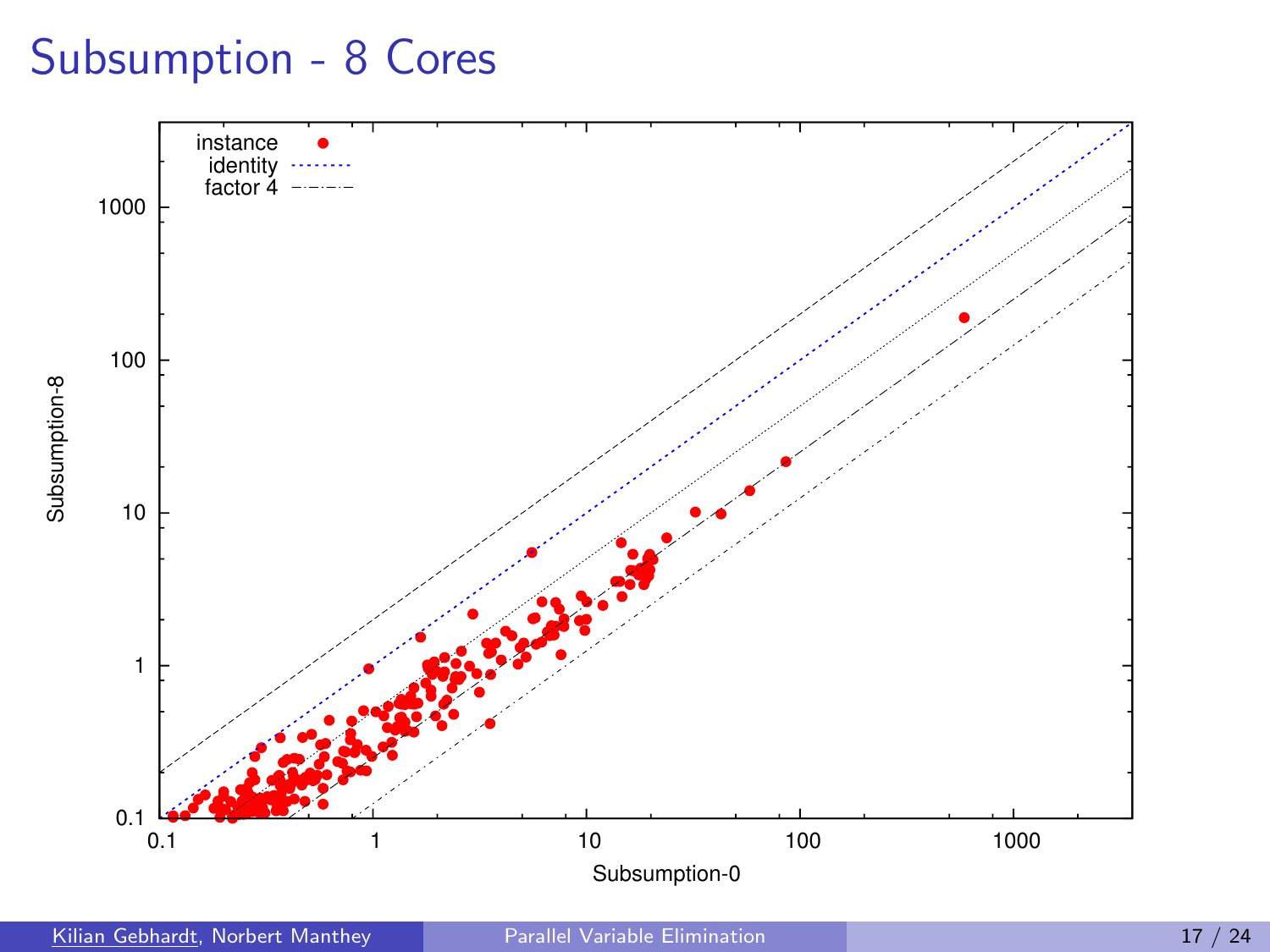# Subsumption - 8 Cores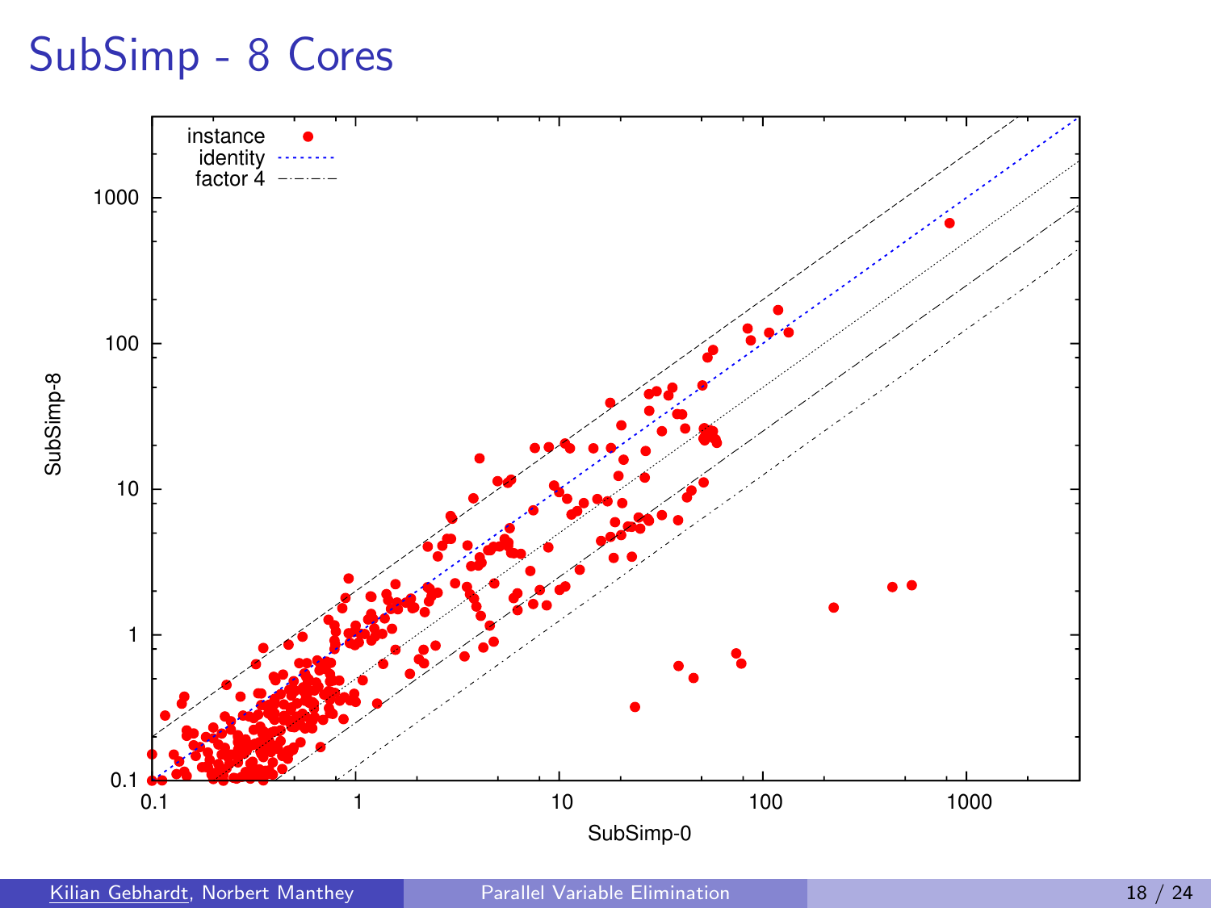# SubSimp - 8 Cores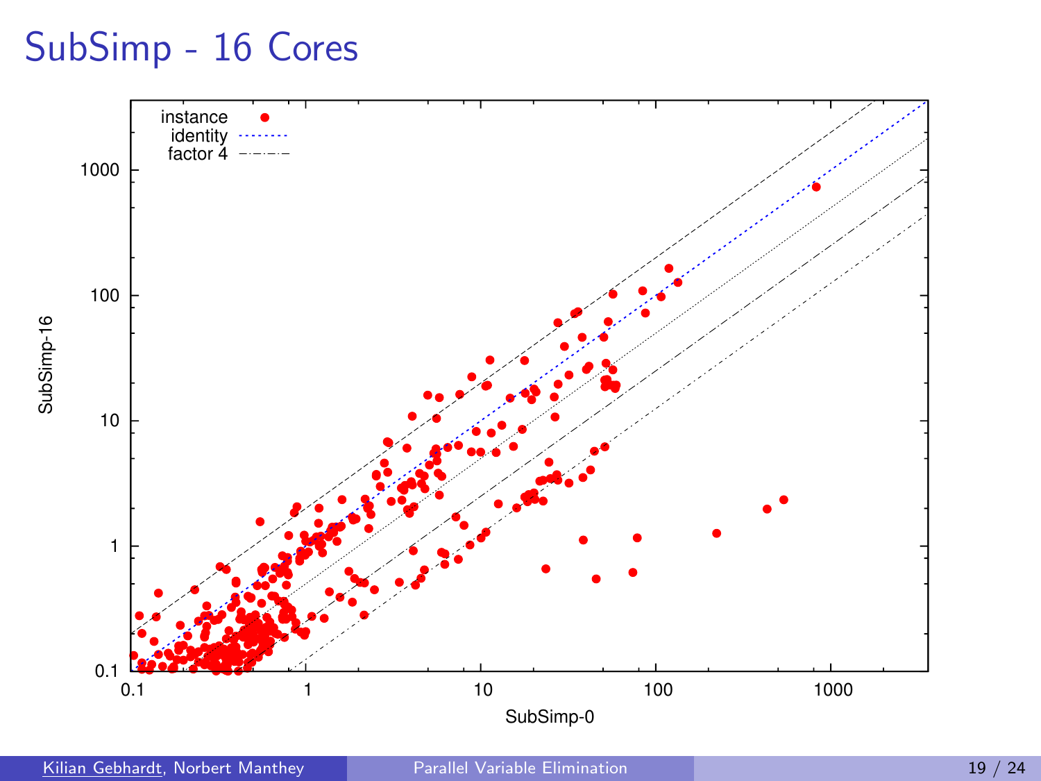# SubSimp - 16 Cores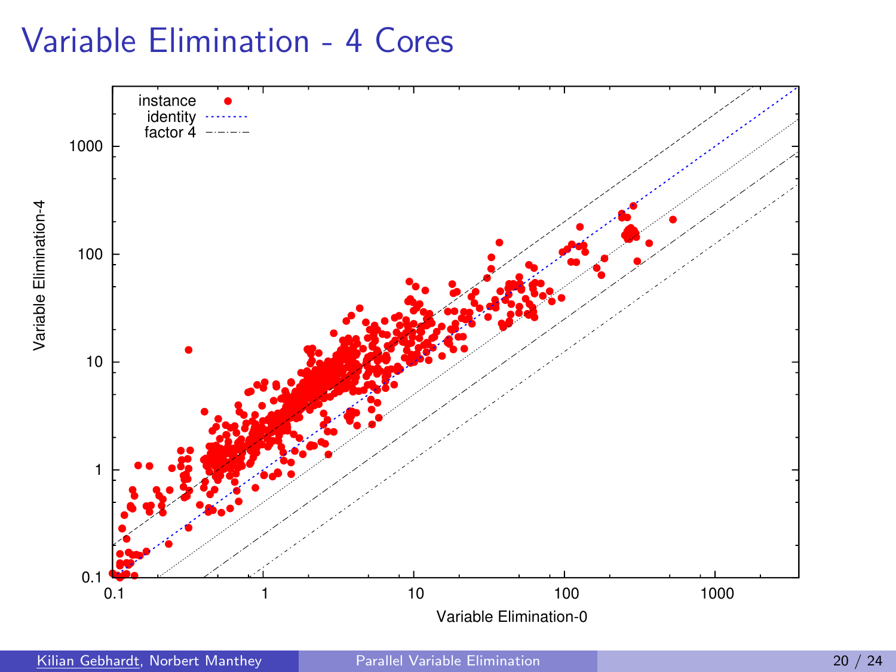# Variable Elimination - 4 Cores

instance
identity
factor 4

Variable Elimination-4

Variable Elimination-0

0.1, 1, 10, 100, 1000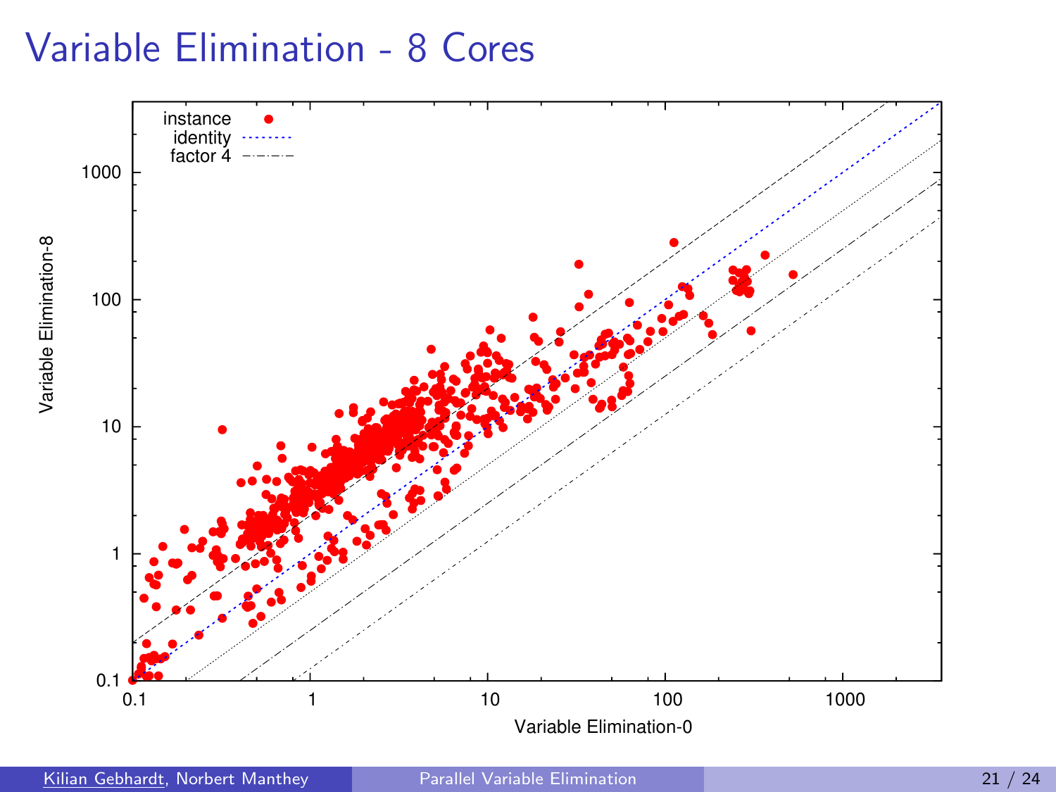# Variable Elimination - 8 Cores

instance
identity
factor 4

Variable Elimination-8

Variable Elimination-0

0.1 1 10 100 1000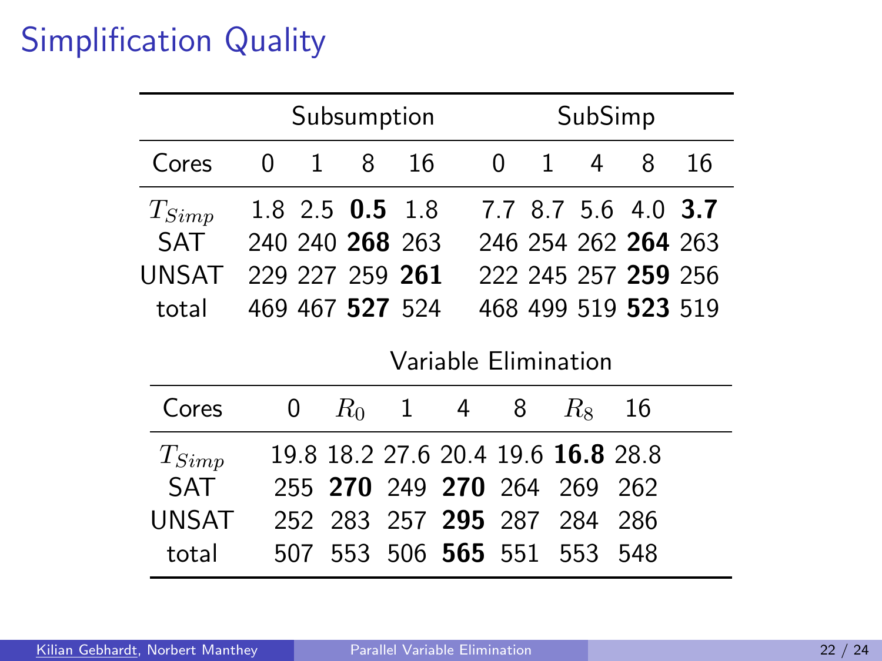# Simplification Quality

| | Subsumption | | | | SubSimp | | | | |
|---|---|---|---|---|---|---|---|---|---|
| Cores | 0 | 1 | 8 | 16 | 0 | 1 | 4 | 8 | 16 |
| $T_{Simp}$ | 1.8 | 2.5 | **0.5** | 1.8 | 7.7 | 8.7 | 5.6 | 4.0 | **3.7** |
| SAT | 240 | 240 | **268** | 263 | 246 | 254 | 262 | **264** | 263 |
| UNSAT | 229 | 227 | 259 | **261** | 222 | 245 | 257 | **259** | 256 |
| total | 469 | 467 | **527** | 524 | 468 | 499 | 519 | **523** | 519 |

| | Variable Elimination | | | | | | |
|---|---|---|---|---|---|---|---|
| Cores | 0 | $R_0$ | 1 | 4 | 8 | $R_8$ | 16 |
| $T_{Simp}$ | 19.8 | 18.2 | 27.6 | 20.4 | 19.6 | **16.8** | 28.8 |
| SAT | 255 | **270** | 249 | **270** | 264 | 269 | 262 |
| UNSAT | 252 | 283 | 257 | **295** | 287 | 284 | 286 |
| total | 507 | 553 | 506 | **565** | 551 | 553 | 548 |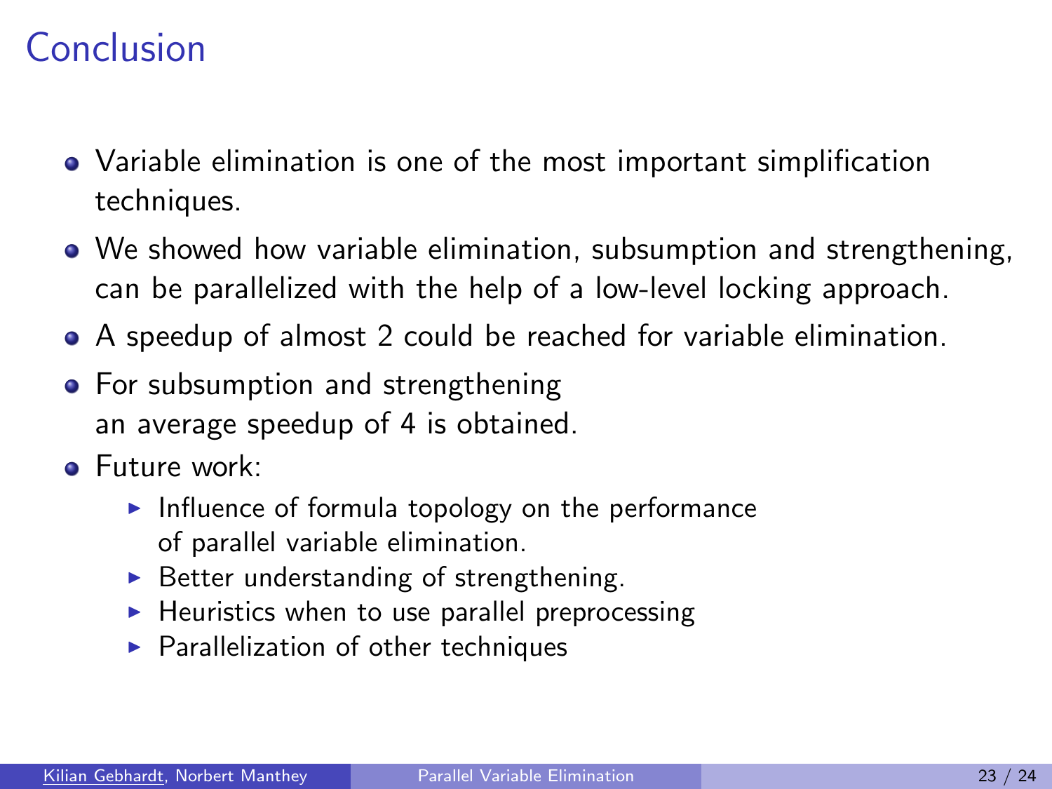# Conclusion

- Variable elimination is one of the most important simplification techniques.
- We showed how variable elimination, subsumption and strengthening, can be parallelized with the help of a low-level locking approach.
- A speedup of almost 2 could be reached for variable elimination.
- For subsumption and strengthening an average speedup of 4 is obtained.
- Future work:
  - Influence of formula topology on the performance of parallel variable elimination.
  - Better understanding of strengthening.
  - Heuristics when to use parallel preprocessing
  - Parallelization of other techniques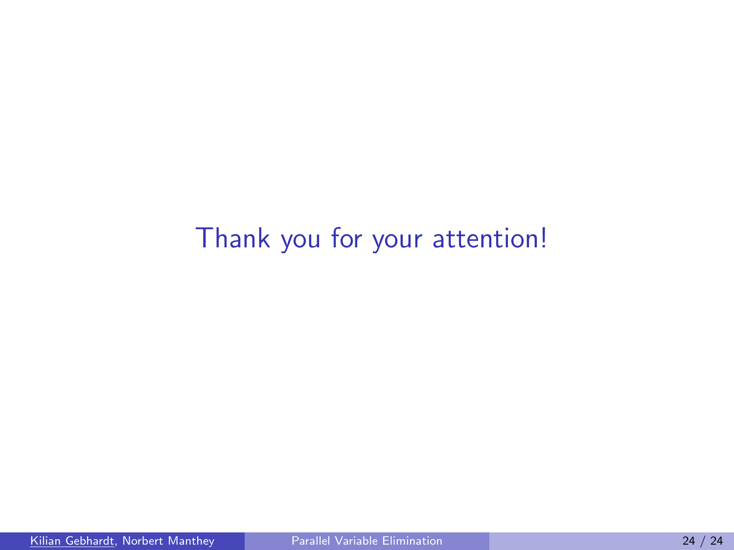Thank you for your attention!